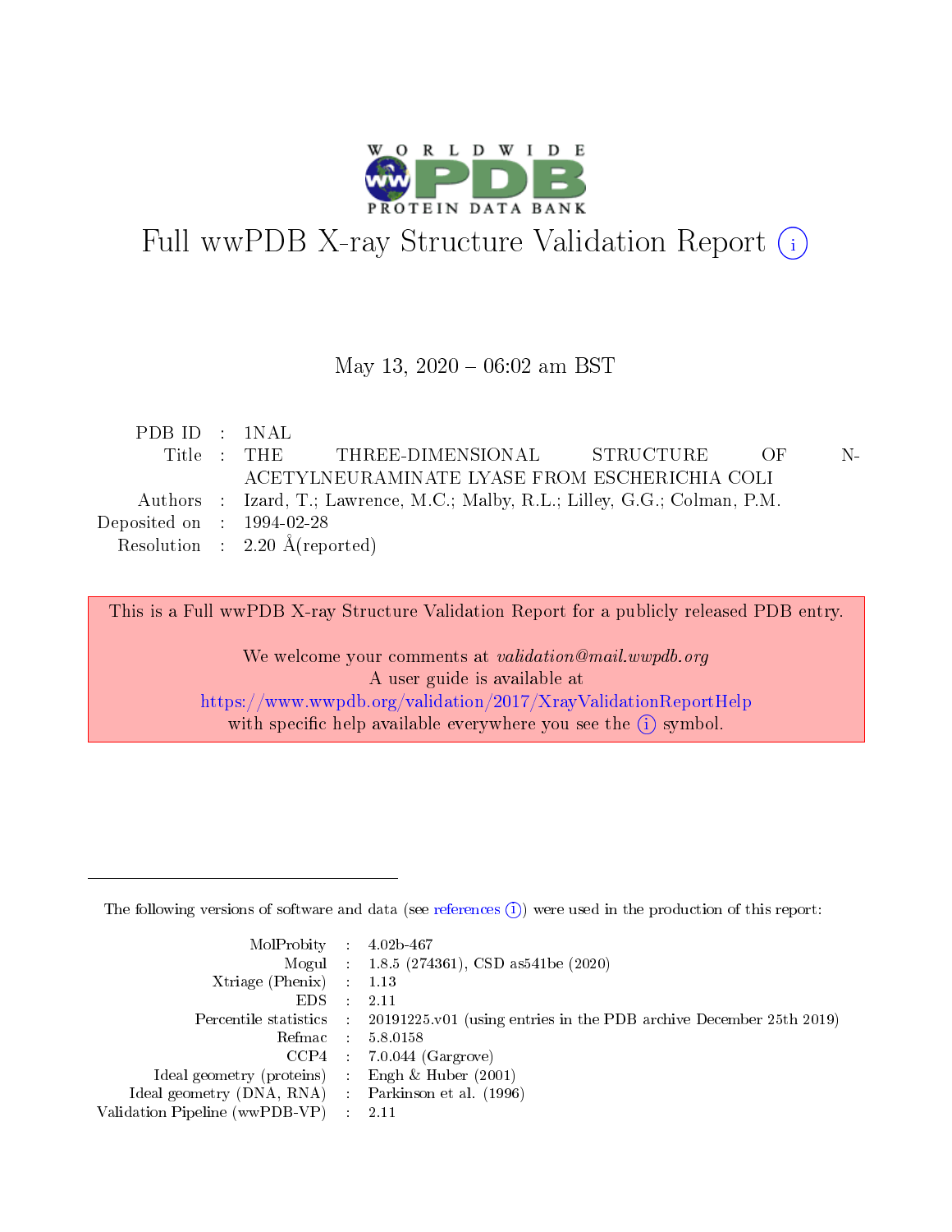# Full wwPDB X-ray Structure Validation Report (i)

May 13, 2020 – 06:02 am BST

| | | |
|---|---|---|
| PDB ID | : | 1NAL |
| Title | : | THE THREE-DIMENSIONAL STRUCTURE OF N-ACETYLNEURAMINATE LYASE FROM ESCHERICHIA COLI |
| Authors | : | Izard, T.; Lawrence, M.C.; Malby, R.L.; Lilley, G.G.; Colman, P.M. |
| Deposited on | : | 1994-02-28 |
| Resolution | : | 2.20 Å(reported) |

This is a Full wwPDB X-ray Structure Validation Report for a publicly released PDB entry.

We welcome your comments at *validation@mail.wwpdb.org*
A user guide is available at
https://www.wwpdb.org/validation/2017/XrayValidationReportHelp
with specific help available everywhere you see the (i) symbol.

---

The following versions of software and data (see references (i)) were used in the production of this report:

| | | |
|---|---|---|
| MolProbity | : | 4.02b-467 |
| Mogul | : | 1.8.5 (274361), CSD as541be (2020) |
| Xtriage (Phenix) | : | 1.13 |
| EDS | : | 2.11 |
| Percentile statistics | : | 20191225.v01 (using entries in the PDB archive December 25th 2019) |
| Refmac | : | 5.8.0158 |
| CCP4 | : | 7.0.044 (Gargrove) |
| Ideal geometry (proteins) | : | Engh & Huber (2001) |
| Ideal geometry (DNA, RNA) | : | Parkinson et al. (1996) |
| Validation Pipeline (wwPDB-VP) | : | 2.11 |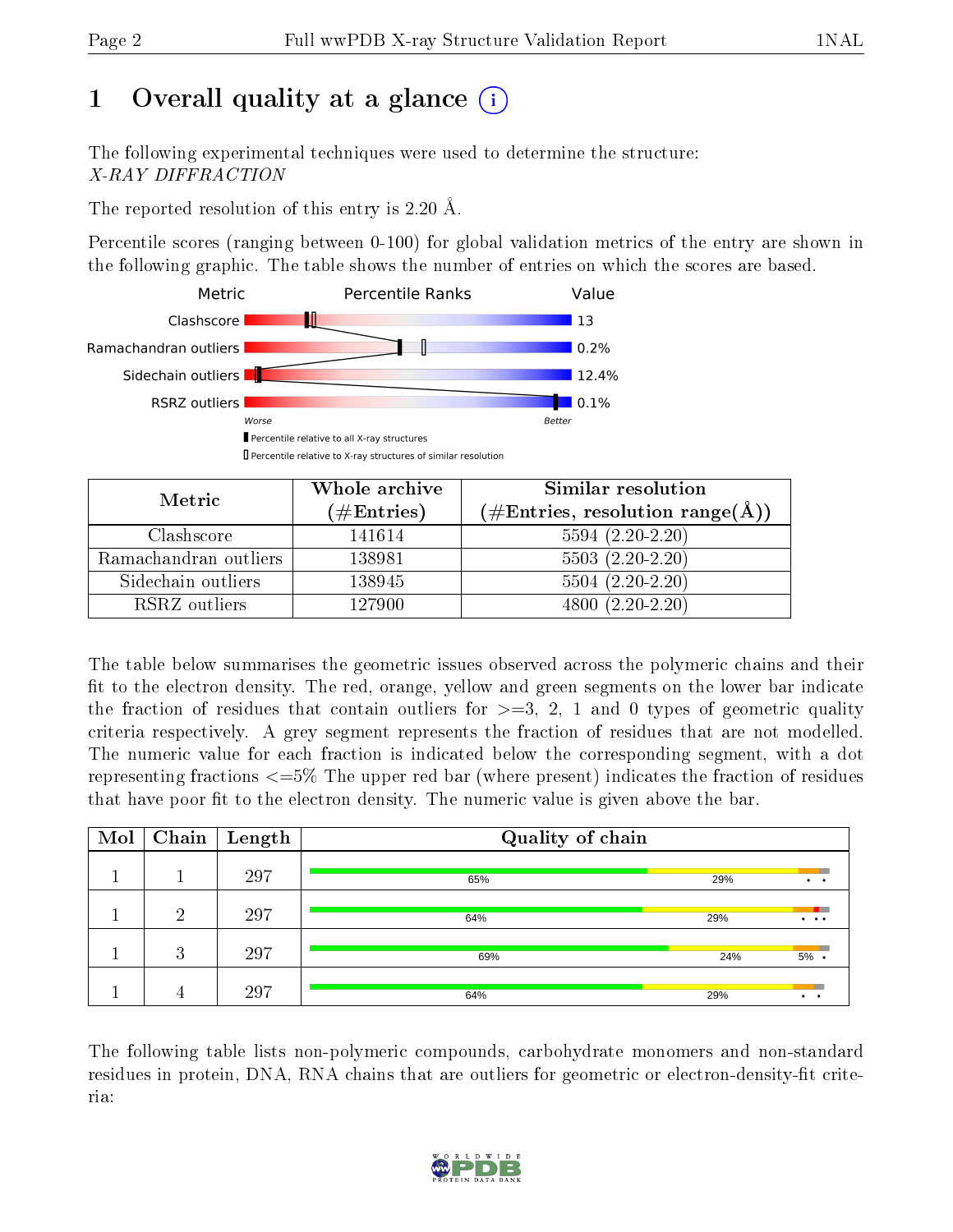# 1 Overall quality at a glance

The following experimental techniques were used to determine the structure:
*X-RAY DIFFRACTION*

The reported resolution of this entry is 2.20 Å.

Percentile scores (ranging between 0-100) for global validation metrics of the entry are shown in the following graphic. The table shows the number of entries on which the scores are based.

Metric
Percentile Ranks
Value
Clashscore 13
Ramachandran outliers 0.2%
Sidechain outliers 12.4%
RSRZ outliers 0.1%
Worse
Better
Percentile relative to all X-ray structures
Percentile relative to X-ray structures of similar resolution

| Metric | Whole archive (#Entries) | Similar resolution (#Entries, resolution range(Å)) |
|---|---|---|
| Clashscore | 141614 | 5594 (2.20-2.20) |
| Ramachandran outliers | 138981 | 5503 (2.20-2.20) |
| Sidechain outliers | 138945 | 5504 (2.20-2.20) |
| RSRZ outliers | 127900 | 4800 (2.20-2.20) |

The table below summarises the geometric issues observed across the polymeric chains and their fit to the electron density. The red, orange, yellow and green segments on the lower bar indicate the fraction of residues that contain outliers for >=3, 2, 1 and 0 types of geometric quality criteria respectively. A grey segment represents the fraction of residues that are not modelled. The numeric value for each fraction is indicated below the corresponding segment, with a dot representing fractions <=5% The upper red bar (where present) indicates the fraction of residues that have poor fit to the electron density. The numeric value is given above the bar.

| Mol | Chain | Length | Quality of chain |
|---|---|---|---|
| 1 | 1 | 297 | 65% 29% • • |
| 1 | 2 | 297 | 64% 29% • • • |
| 1 | 3 | 297 | 69% 24% 5% • |
| 1 | 4 | 297 | 64% 29% • • |

The following table lists non-polymeric compounds, carbohydrate monomers and non-standard residues in protein, DNA, RNA chains that are outliers for geometric or electron-density-fit criteria: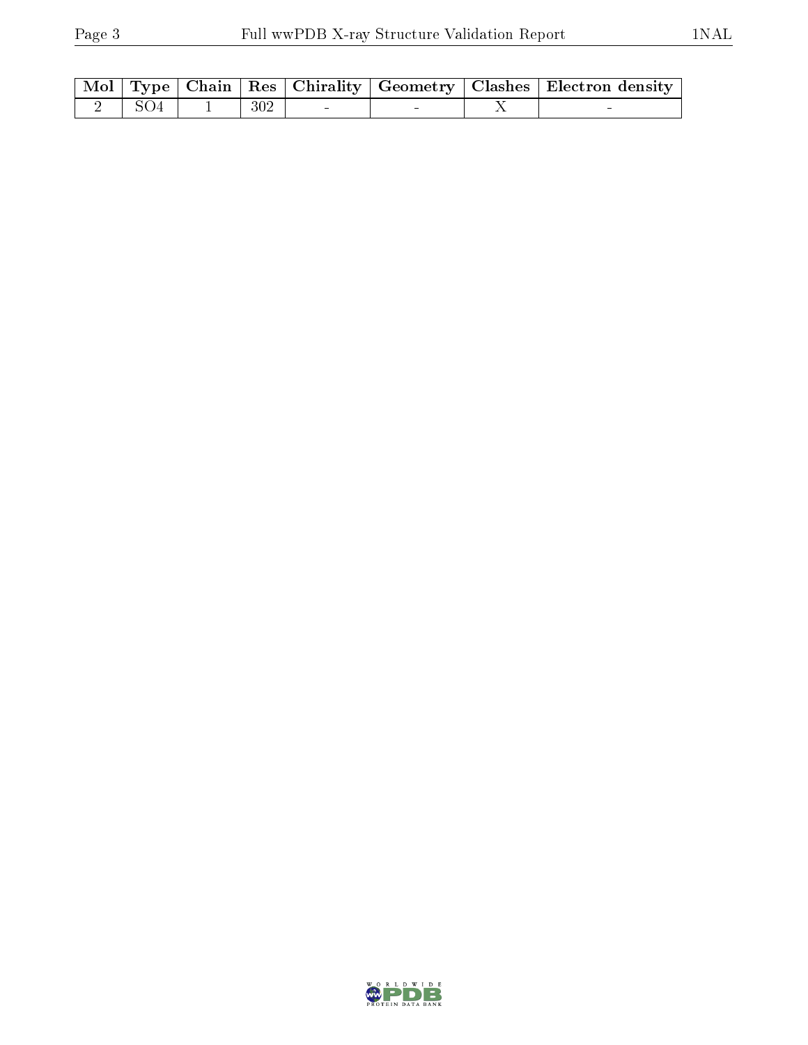| Mol | Type | Chain | Res | Chirality | Geometry | Clashes | Electron density |
|---|---|---|---|---|---|---|---|
| 2 | SO4 | 1 | 302 | - | - | X | - |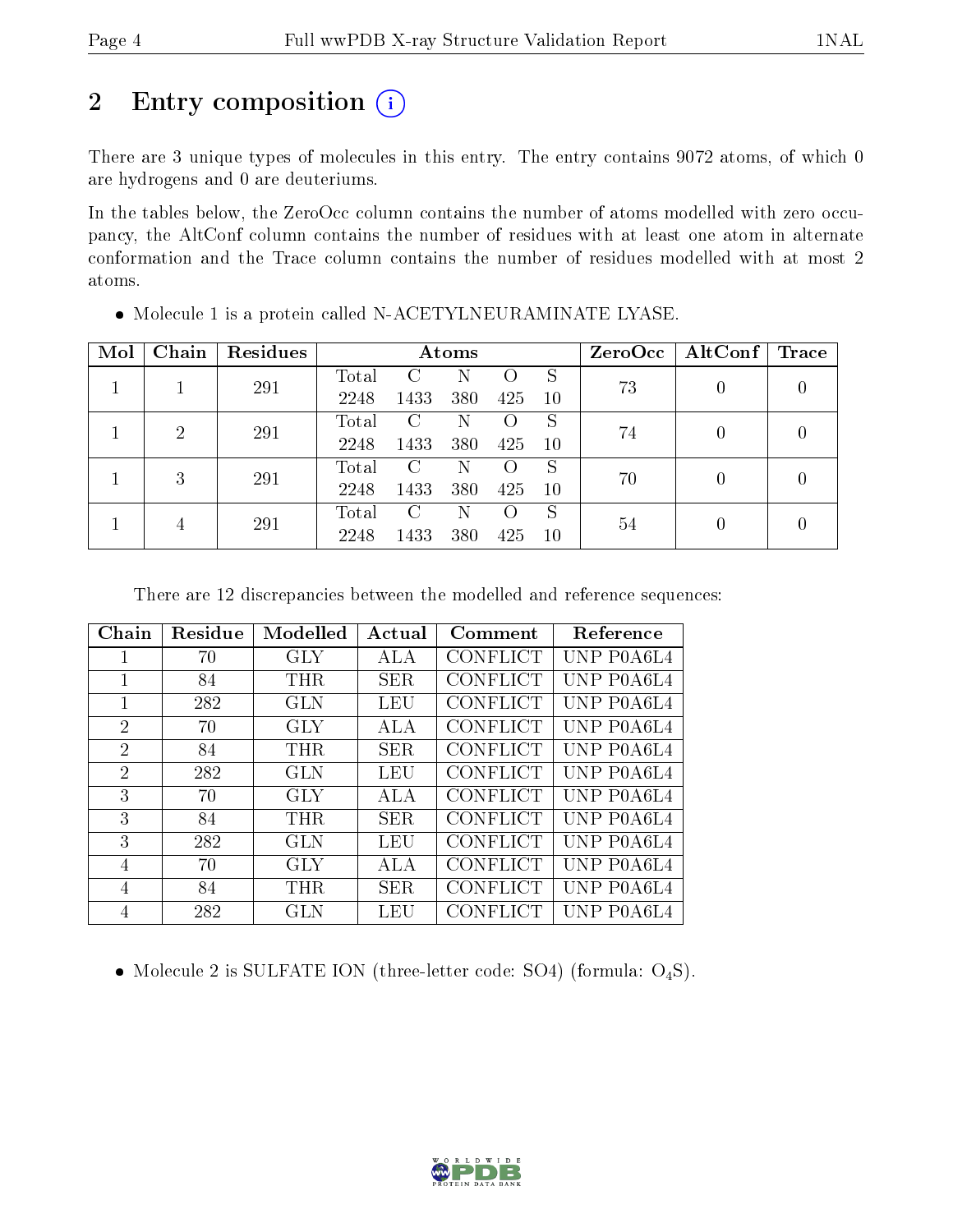# 2 Entry composition

There are 3 unique types of molecules in this entry. The entry contains 9072 atoms, of which 0 are hydrogens and 0 are deuteriums.

In the tables below, the ZeroOcc column contains the number of atoms modelled with zero occupancy, the AltConf column contains the number of residues with at least one atom in alternate conformation and the Trace column contains the number of residues modelled with at most 2 atoms.

- Molecule 1 is a protein called N-ACETYLNEURAMINATE LYASE.

| Mol | Chain | Residues | Atoms | | | | | ZeroOcc | AltConf | Trace |
|---|---|---|---|---|---|---|---|---|---|---|
| 1 | 1 | 291 | Total<br>2248 | C<br>1433 | N<br>380 | O<br>425 | S<br>10 | 73 | 0 | 0 |
| 1 | 2 | 291 | Total<br>2248 | C<br>1433 | N<br>380 | O<br>425 | S<br>10 | 74 | 0 | 0 |
| 1 | 3 | 291 | Total<br>2248 | C<br>1433 | N<br>380 | O<br>425 | S<br>10 | 70 | 0 | 0 |
| 1 | 4 | 291 | Total<br>2248 | C<br>1433 | N<br>380 | O<br>425 | S<br>10 | 54 | 0 | 0 |

There are 12 discrepancies between the modelled and reference sequences:

| Chain | Residue | Modelled | Actual | Comment | Reference |
|---|---|---|---|---|---|
| 1 | 70 | GLY | ALA | CONFLICT | UNP P0A6L4 |
| 1 | 84 | THR | SER | CONFLICT | UNP P0A6L4 |
| 1 | 282 | GLN | LEU | CONFLICT | UNP P0A6L4 |
| 2 | 70 | GLY | ALA | CONFLICT | UNP P0A6L4 |
| 2 | 84 | THR | SER | CONFLICT | UNP P0A6L4 |
| 2 | 282 | GLN | LEU | CONFLICT | UNP P0A6L4 |
| 3 | 70 | GLY | ALA | CONFLICT | UNP P0A6L4 |
| 3 | 84 | THR | SER | CONFLICT | UNP P0A6L4 |
| 3 | 282 | GLN | LEU | CONFLICT | UNP P0A6L4 |
| 4 | 70 | GLY | ALA | CONFLICT | UNP P0A6L4 |
| 4 | 84 | THR | SER | CONFLICT | UNP P0A6L4 |
| 4 | 282 | GLN | LEU | CONFLICT | UNP P0A6L4 |

- Molecule 2 is SULFATE ION (three-letter code: SO4) (formula: $O_4S$).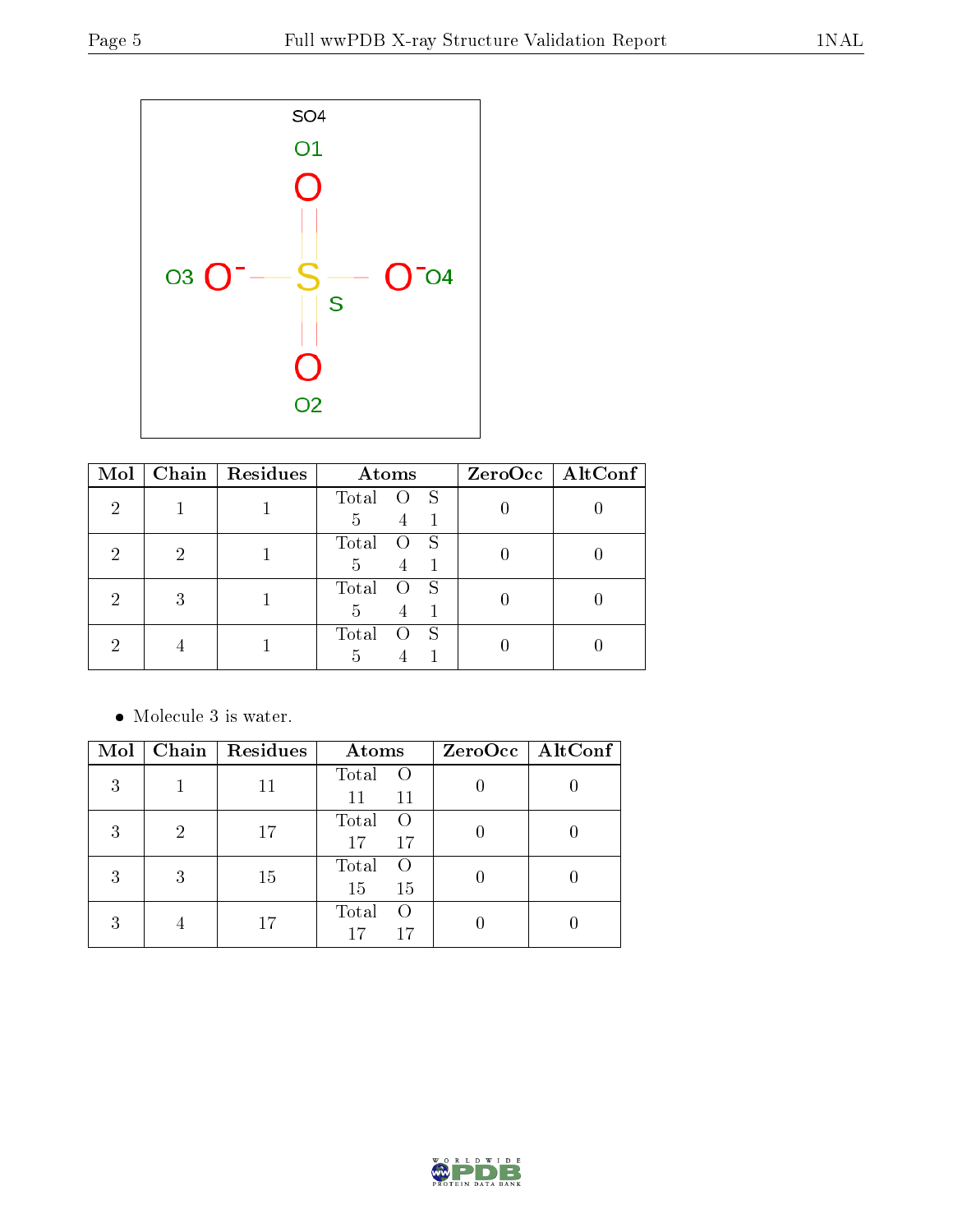SO4

O1

O3 O⁻ — S — O⁻ O4

S

O2

| Mol | Chain | Residues | Atoms | | | ZeroOcc | AltConf |
|---|---|---|---|---|---|---|---|
| | | | Total | O | S | | |
| 2 | 1 | 1 | 5 | 4 | 1 | 0 | 0 |
| 2 | 2 | 1 | 5 | 4 | 1 | 0 | 0 |
| 2 | 3 | 1 | 5 | 4 | 1 | 0 | 0 |
| 2 | 4 | 1 | 5 | 4 | 1 | 0 | 0 |

- Molecule 3 is water.

| Mol | Chain | Residues | Atoms | | ZeroOcc | AltConf |
|---|---|---|---|---|---|---|
| | | | Total | O | | |
| 3 | 1 | 11 | 11 | 11 | 0 | 0 |
| 3 | 2 | 17 | 17 | 17 | 0 | 0 |
| 3 | 3 | 15 | 15 | 15 | 0 | 0 |
| 3 | 4 | 17 | 17 | 17 | 0 | 0 |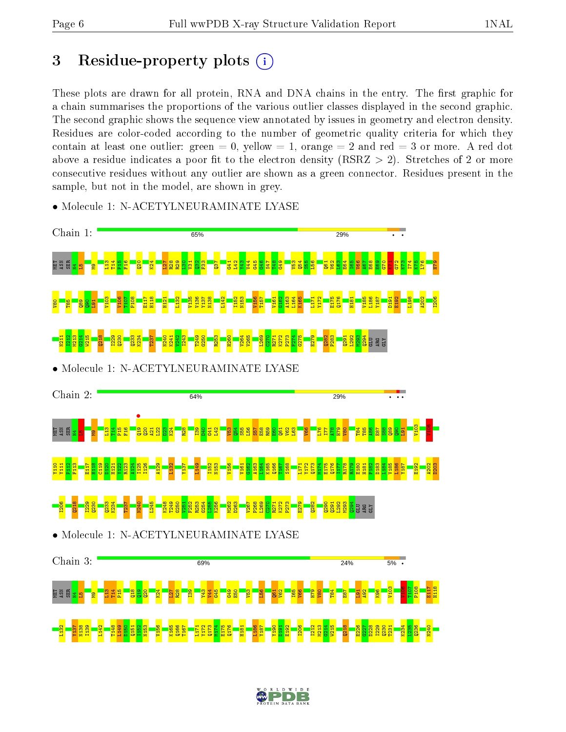# 3 Residue-property plots

These plots are drawn for all protein, RNA and DNA chains in the entry. The first graphic for a chain summarises the proportions of the various outlier classes displayed in the second graphic. The second graphic shows the sequence view annotated by issues in geometry and electron density. Residues are color-coded according to the number of geometric quality criteria for which they contain at least one outlier: green = 0, yellow = 1, orange = 2 and red = 3 or more. A red dot above a residue indicates a poor fit to the electron density (RSRZ > 2). Stretches of 2 or more consecutive residues without any outlier are shown as a green connector. Residues present in the sample, but not in the model, are shown in grey.

- Molecule 1: N-ACETYLNEURAMINATE LYASE

Chain 1:

65%

29%

MET ASN SER N4 L5 M9 L13 T14 P15 F16 Q20 K24 L27 R28 R29 L30 V31 G32 F33 Q37 G41 L42 Y43 V44 G45 G46 S47 T48 G49 V53 Q54 S55 L56 Q61 V62 L63 E64 I65 V66 A67 E68 E69 G70 K71 G72 K73 I74 K75 L76 H79 V80 T85 Q89 Q90 L91 V103 V106 T107 P108 E117 H118 H121 L132 V135 V136 Y137 N138 L142 I152 N153 V156 T157 V161 G162 A163 L164 K165 L171 Y172 E175 Q176 H181 V185 L186 Y187 D191 E192 L198 A202 I206 N211 I212 M213 G214 W215 Q218 I229 Q230 Q233 K234 T237 N240 K241 V242 I243 T249 G250 R253 H260 V264 V265 L269 C270 R271 K272 P273 F274 G275 E279 Q282 P283 Q291 L292 M293 Q294 GLU ARG GLY

- Molecule 1: N-ACETYLNEURAMINATE LYASE

Chain 2:

64%

29%

MET ASN SER N4 L5 M9 L13 T14 P15 F16 Q19 Q20 A21 L22 D23 K24 R28 I39 D40 G41 L42 V53 Q54 S55 L56 S57 E58 R59 E60 Q61 V62 L63 V66 L76 I77 A78 H79 V80 T84 T85 A86 E87 S88 Q89 Q90 L91 V103 V106 Y110 Y111 P112 F113 E117 H118 C119 D120 H121 Y122 R123 A124 I125 I126 A129 L132 Y137 L149 I152 N153 V156 V161 G162 A163 L164 K165 Q166 T167 S168 L171 Y172 Q173 M174 E175 Q176 I177 R178 R179 E180 H181 P182 D183 L184 V185 L186 Y187 E192 A202 D203 I206 Q218 I229 Q230 Q233 K234 T237 N240 L245 K248 T249 G250 V251 F252 R253 G254 L255 K256 M262 D263 V267 P268 L269 C270 R271 K272 P273 E279 Q282 Q290 Q291 L292 M293 Q294 GLU ARG GLY

- Molecule 1: N-ACETYLNEURAMINATE LYASE

Chain 3:

69%

24%

5%

MET ASN SER N4 L5 M9 L13 T14 P15 Q18 Q19 Q20 K24 L27 R28 I39 Y43 V44 G45 G49 E50 V53 L56 Q61 V62 I65 V66 H79 V80 T84 E87 L91 A92 K96 V103 V106 T107 P108 E117 H118 L132 Y137 N138 I139 L142 T148 L149 D150 Q151 I152 N153 V156 K165 Q166 T167 L171 Y172 Q173 M174 E175 Q176 H181 L186 Y187 Y190 D191 E192 I206 I212 M213 G214 W215 Q218 E226 G227 D228 I229 Q230 T231 K234 L235 Q236 N240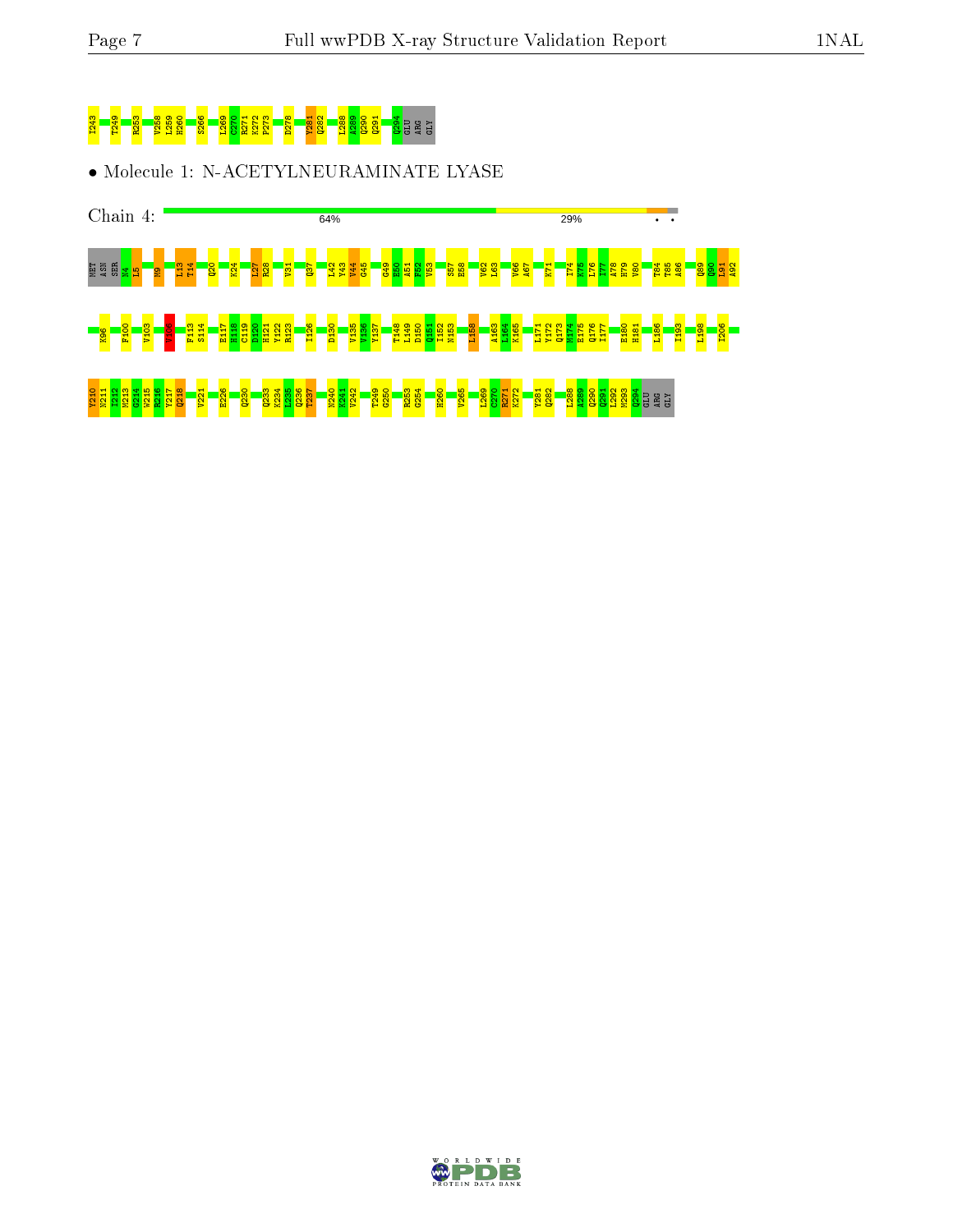I243 T249 R253 V258 L259 H260 S266 L269 C270 R271 K272 P273 D278 Y281 Q282 L288 A289 Q290 Q291 Q294 GLU ARG GLY

• Molecule 1: N-ACETYLNEURAMINATE LYASE

Chain 4:

64%

29%

MET ASN SER N4 L5 M9 L13 T14 Q20 K24 L27 R28 V31 Q37 I42 Y43 V44 G45 G49 E50 A51 F52 V53 S57 E58 V62 L63 V66 A67 K71 I74 K75 L76 I77 A78 H79 V80 T84 T85 A86 Q89 Q90 L91 A92

K96 F100 V103 Y106 F113 S114 E117 H118 C119 D120 H121 Y122 R123 I126 D130 V135 V136 Y137 T148 L149 D150 Q151 I152 N153 L158 A163 L164 K165 L171 Y172 Q173 M174 E175 Q176 I177 E180 H181 L186 I193 L198 I206

Y210 N211 I212 M213 G214 W215 R216 Y217 Q218 V221 E226 Q230 Q233 K234 L235 Q236 T237 N240 K241 V242 T249 G250 R253 G254 H260 V265 L269 C270 R271 K272 Y281 Q282 L288 A289 Q290 Q291 L292 M293 Q294 GLU ARG GLY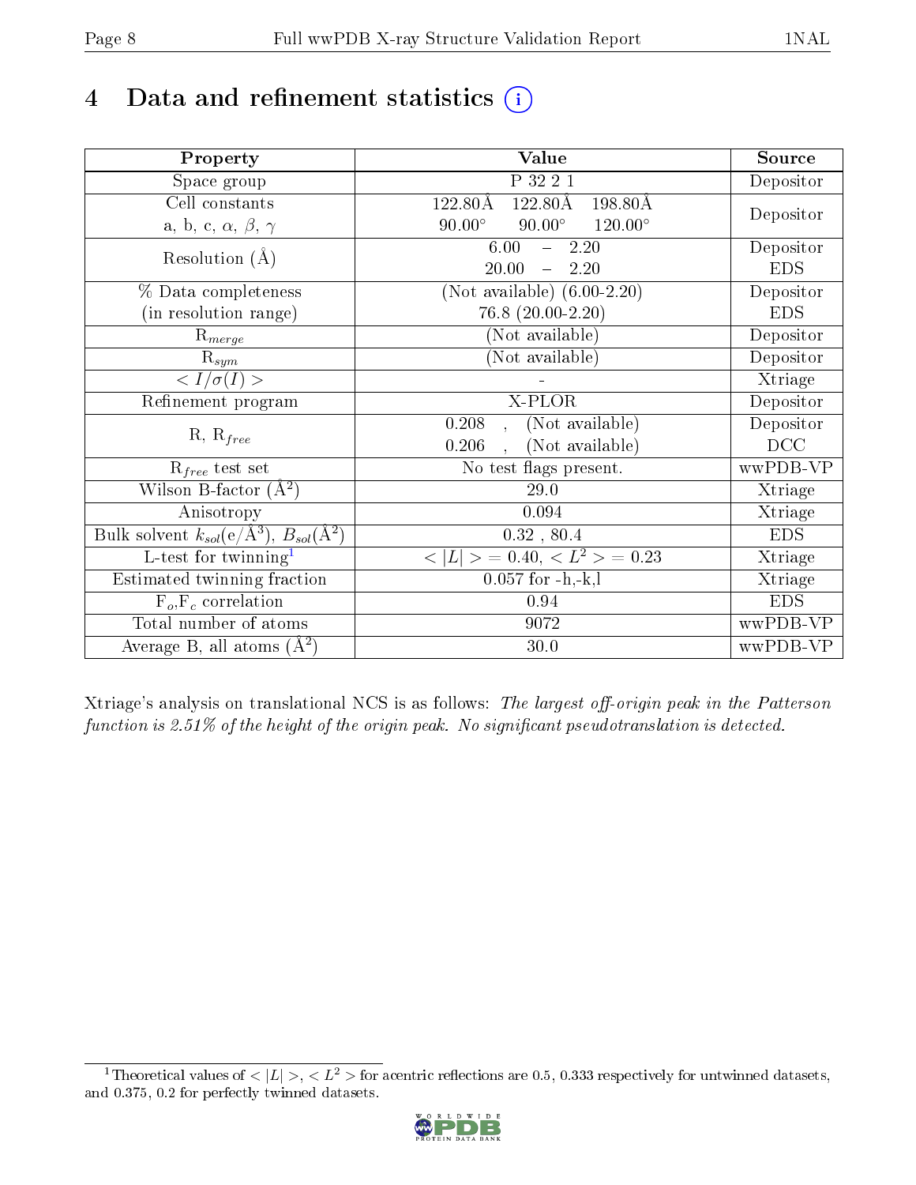# 4 Data and refinement statistics (i)

| Property | Value | Source |
|---|---|---|
| Space group | P 32 2 1 | Depositor |
| Cell constants<br>a, b, c, $\alpha$, $\beta$, $\gamma$ | 122.80Å 122.80Å 198.80Å<br>90.00° 90.00° 120.00° | Depositor |
| Resolution (Å) | 6.00 – 2.20<br>20.00 – 2.20 | Depositor<br>EDS |
| % Data completeness<br>(in resolution range) | (Not available) (6.00-2.20)<br>76.8 (20.00-2.20) | Depositor<br>EDS |
| $R_{merge}$ | (Not available) | Depositor |
| $R_{sym}$ | (Not available) | Depositor |
| $< I/\sigma(I) >$ | - | Xtriage |
| Refinement program | X-PLOR | Depositor |
| R, $R_{free}$ | 0.208 , (Not available)<br>0.206 , (Not available) | Depositor<br>DCC |
| $R_{free}$ test set | No test flags present. | wwPDB-VP |
| Wilson B-factor (Å$^2$) | 29.0 | Xtriage |
| Anisotropy | 0.094 | Xtriage |
| Bulk solvent $k_{sol}$(e/Å$^3$), $B_{sol}$(Å$^2$) | 0.32 , 80.4 | EDS |
| L-test for twinning[1] | $< \|L\| >$ = 0.40, $< L^2 >$ = 0.23 | Xtriage |
| Estimated twinning fraction | 0.057 for -h,-k,l | Xtriage |
| $F_o$,$F_c$ correlation | 0.94 | EDS |
| Total number of atoms | 9072 | wwPDB-VP |
| Average B, all atoms (Å$^2$) | 30.0 | wwPDB-VP |

Xtriage's analysis on translational NCS is as follows: *The largest off-origin peak in the Patterson function is 2.51% of the height of the origin peak. No significant pseudotranslation is detected.*

[1] Theoretical values of $< |L| >$, $< L^2 >$ for acentric reflections are 0.5, 0.333 respectively for untwinned datasets, and 0.375, 0.2 for perfectly twinned datasets.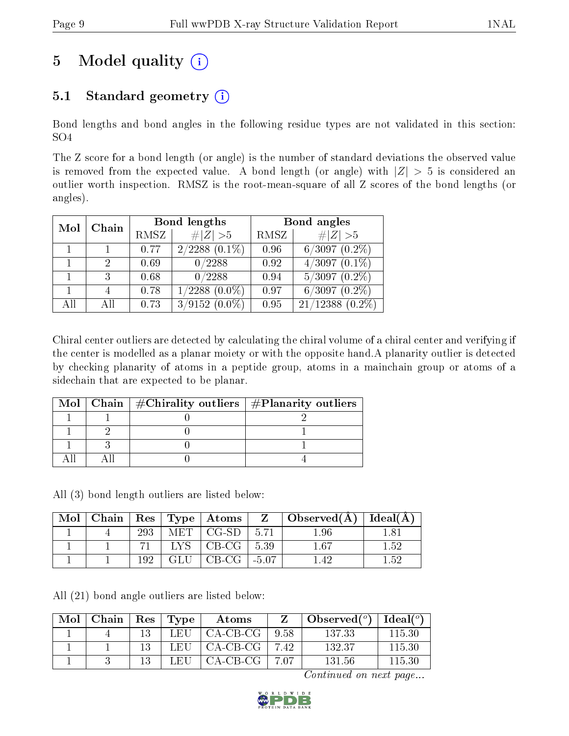# 5 Model quality

## 5.1 Standard geometry

Bond lengths and bond angles in the following residue types are not validated in this section: SO4

The Z score for a bond length (or angle) is the number of standard deviations the observed value is removed from the expected value. A bond length (or angle) with $|Z| > 5$ is considered an outlier worth inspection. RMSZ is the root-mean-square of all Z scores of the bond lengths (or angles).

| Mol | Chain | Bond lengths | | Bond angles | |
|---|---|---|---|---|---|
| | | RMSZ | $\#\|Z\| > 5$ | RMSZ | $\#\|Z\| > 5$ |
| 1 | 1 | 0.77 | 2/2288 (0.1%) | 0.96 | 6/3097 (0.2%) |
| 1 | 2 | 0.69 | 0/2288 | 0.92 | 4/3097 (0.1%) |
| 1 | 3 | 0.68 | 0/2288 | 0.94 | 5/3097 (0.2%) |
| 1 | 4 | 0.78 | 1/2288 (0.0%) | 0.97 | 6/3097 (0.2%) |
| All | All | 0.73 | 3/9152 (0.0%) | 0.95 | 21/12388 (0.2%) |

Chiral center outliers are detected by calculating the chiral volume of a chiral center and verifying if the center is modelled as a planar moiety or with the opposite hand.A planarity outlier is detected by checking planarity of atoms in a peptide group, atoms in a mainchain group or atoms of a sidechain that are expected to be planar.

| Mol | Chain | #Chirality outliers | #Planarity outliers |
|---|---|---|---|
| 1 | 1 | 0 | 2 |
| 1 | 2 | 0 | 1 |
| 1 | 3 | 0 | 1 |
| All | All | 0 | 4 |

All (3) bond length outliers are listed below:

| Mol | Chain | Res | Type | Atoms | Z | Observed(Å) | Ideal(Å) |
|---|---|---|---|---|---|---|---|
| 1 | 4 | 293 | MET | CG-SD | 5.71 | 1.96 | 1.81 |
| 1 | 1 | 71 | LYS | CB-CG | 5.39 | 1.67 | 1.52 |
| 1 | 1 | 192 | GLU | CB-CG | -5.07 | 1.42 | 1.52 |

All (21) bond angle outliers are listed below:

| Mol | Chain | Res | Type | Atoms | Z | Observed(°) | Ideal(°) |
|---|---|---|---|---|---|---|---|
| 1 | 4 | 13 | LEU | CA-CB-CG | 9.58 | 137.33 | 115.30 |
| 1 | 1 | 13 | LEU | CA-CB-CG | 7.42 | 132.37 | 115.30 |
| 1 | 3 | 13 | LEU | CA-CB-CG | 7.07 | 131.56 | 115.30 |

*Continued on next page...*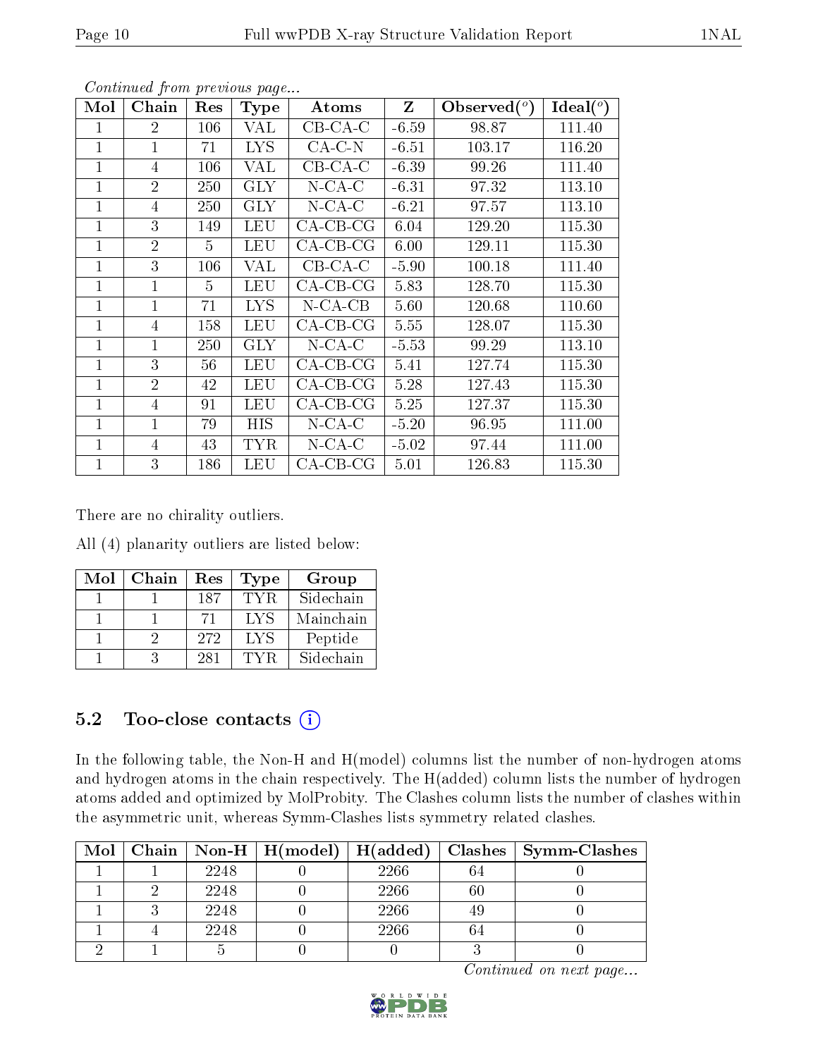*Continued from previous page...*

| Mol | Chain | Res | Type | Atoms | Z | Observed(°) | Ideal(°) |
|---|---|---|---|---|---|---|---|
| 1 | 2 | 106 | VAL | CB-CA-C | -6.59 | 98.87 | 111.40 |
| 1 | 1 | 71 | LYS | CA-C-N | -6.51 | 103.17 | 116.20 |
| 1 | 4 | 106 | VAL | CB-CA-C | -6.39 | 99.26 | 111.40 |
| 1 | 2 | 250 | GLY | N-CA-C | -6.31 | 97.32 | 113.10 |
| 1 | 4 | 250 | GLY | N-CA-C | -6.21 | 97.57 | 113.10 |
| 1 | 3 | 149 | LEU | CA-CB-CG | 6.04 | 129.20 | 115.30 |
| 1 | 2 | 5 | LEU | CA-CB-CG | 6.00 | 129.11 | 115.30 |
| 1 | 3 | 106 | VAL | CB-CA-C | -5.90 | 100.18 | 111.40 |
| 1 | 1 | 5 | LEU | CA-CB-CG | 5.83 | 128.70 | 115.30 |
| 1 | 1 | 71 | LYS | N-CA-CB | 5.60 | 120.68 | 110.60 |
| 1 | 4 | 158 | LEU | CA-CB-CG | 5.55 | 128.07 | 115.30 |
| 1 | 1 | 250 | GLY | N-CA-C | -5.53 | 99.29 | 113.10 |
| 1 | 3 | 56 | LEU | CA-CB-CG | 5.41 | 127.74 | 115.30 |
| 1 | 2 | 42 | LEU | CA-CB-CG | 5.28 | 127.43 | 115.30 |
| 1 | 4 | 91 | LEU | CA-CB-CG | 5.25 | 127.37 | 115.30 |
| 1 | 1 | 79 | HIS | N-CA-C | -5.20 | 96.95 | 111.00 |
| 1 | 4 | 43 | TYR | N-CA-C | -5.02 | 97.44 | 111.00 |
| 1 | 3 | 186 | LEU | CA-CB-CG | 5.01 | 126.83 | 115.30 |

There are no chirality outliers.

All (4) planarity outliers are listed below:

| Mol | Chain | Res | Type | Group |
|---|---|---|---|---|
| 1 | 1 | 187 | TYR | Sidechain |
| 1 | 1 | 71 | LYS | Mainchain |
| 1 | 2 | 272 | LYS | Peptide |
| 1 | 3 | 281 | TYR | Sidechain |

### 5.2 Too-close contacts

In the following table, the Non-H and H(model) columns list the number of non-hydrogen atoms and hydrogen atoms in the chain respectively. The H(added) column lists the number of hydrogen atoms added and optimized by MolProbity. The Clashes column lists the number of clashes within the asymmetric unit, whereas Symm-Clashes lists symmetry related clashes.

| Mol | Chain | Non-H | H(model) | H(added) | Clashes | Symm-Clashes |
|---|---|---|---|---|---|---|
| 1 | 1 | 2248 | 0 | 2266 | 64 | 0 |
| 1 | 2 | 2248 | 0 | 2266 | 60 | 0 |
| 1 | 3 | 2248 | 0 | 2266 | 49 | 0 |
| 1 | 4 | 2248 | 0 | 2266 | 64 | 0 |
| 2 | 1 | 5 | 0 | 0 | 3 | 0 |

*Continued on next page...*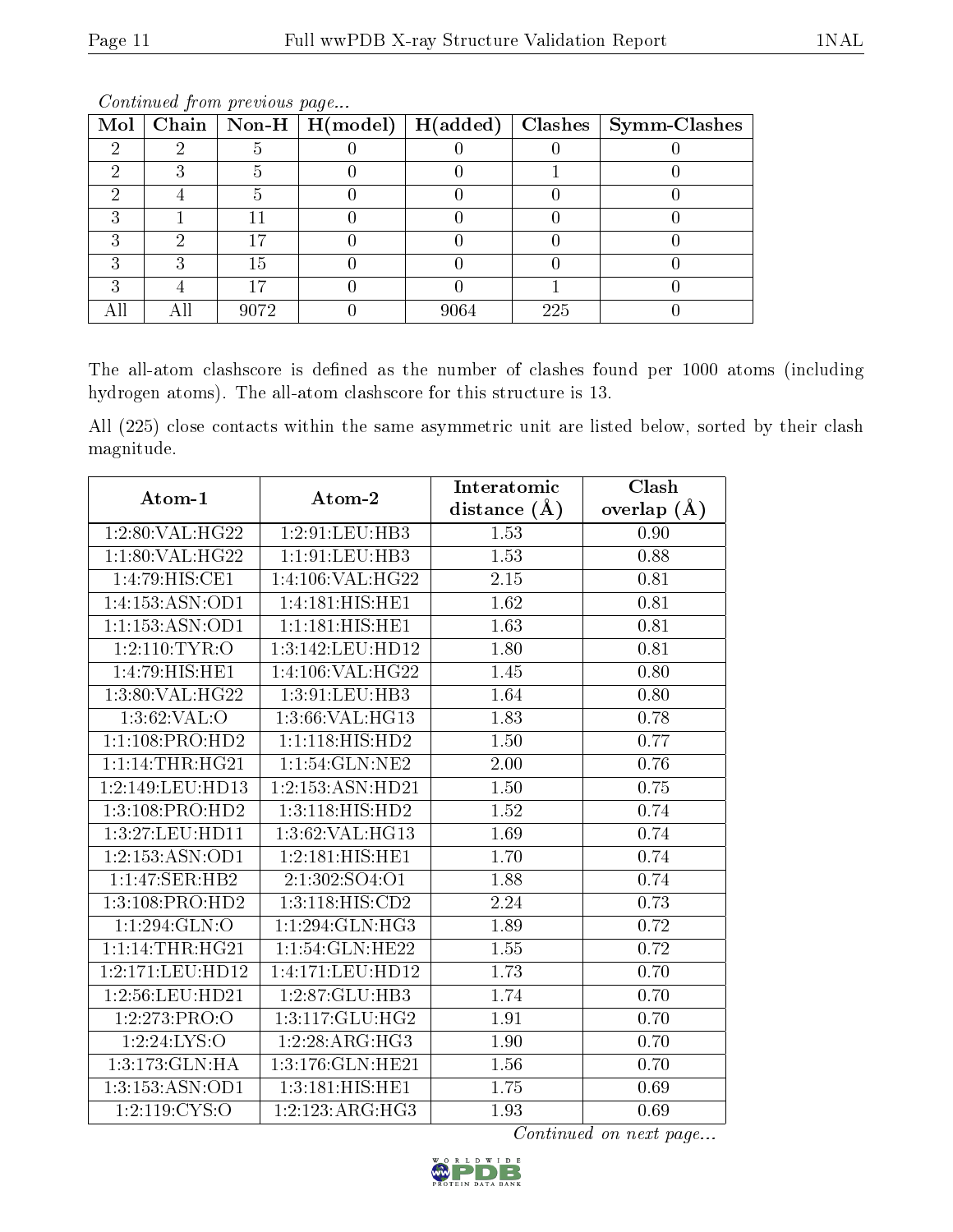*Continued from previous page...*

| Mol | Chain | Non-H | H(model) | H(added) | Clashes | Symm-Clashes |
|---|---|---|---|---|---|---|
| 2 | 2 | 5 | 0 | 0 | 0 | 0 |
| 2 | 3 | 5 | 0 | 0 | 1 | 0 |
| 2 | 4 | 5 | 0 | 0 | 0 | 0 |
| 3 | 1 | 11 | 0 | 0 | 0 | 0 |
| 3 | 2 | 17 | 0 | 0 | 0 | 0 |
| 3 | 3 | 15 | 0 | 0 | 0 | 0 |
| 3 | 4 | 17 | 0 | 0 | 1 | 0 |
| All | All | 9072 | 0 | 9064 | 225 | 0 |

The all-atom clashscore is defined as the number of clashes found per 1000 atoms (including hydrogen atoms). The all-atom clashscore for this structure is 13.

All (225) close contacts within the same asymmetric unit are listed below, sorted by their clash magnitude.

| Atom-1 | Atom-2 | Interatomic distance (Å) | Clash overlap (Å) |
|---|---|---|---|
| 1:2:80:VAL:HG22 | 1:2:91:LEU:HB3 | 1.53 | 0.90 |
| 1:1:80:VAL:HG22 | 1:1:91:LEU:HB3 | 1.53 | 0.88 |
| 1:4:79:HIS:CE1 | 1:4:106:VAL:HG22 | 2.15 | 0.81 |
| 1:4:153:ASN:OD1 | 1:4:181:HIS:HE1 | 1.62 | 0.81 |
| 1:1:153:ASN:OD1 | 1:1:181:HIS:HE1 | 1.63 | 0.81 |
| 1:2:110:TYR:O | 1:3:142:LEU:HD12 | 1.80 | 0.81 |
| 1:4:79:HIS:HE1 | 1:4:106:VAL:HG22 | 1.45 | 0.80 |
| 1:3:80:VAL:HG22 | 1:3:91:LEU:HB3 | 1.64 | 0.80 |
| 1:3:62:VAL:O | 1:3:66:VAL:HG13 | 1.83 | 0.78 |
| 1:1:108:PRO:HD2 | 1:1:118:HIS:HD2 | 1.50 | 0.77 |
| 1:1:14:THR:HG21 | 1:1:54:GLN:NE2 | 2.00 | 0.76 |
| 1:2:149:LEU:HD13 | 1:2:153:ASN:HD21 | 1.50 | 0.75 |
| 1:3:108:PRO:HD2 | 1:3:118:HIS:HD2 | 1.52 | 0.74 |
| 1:3:27:LEU:HD11 | 1:3:62:VAL:HG13 | 1.69 | 0.74 |
| 1:2:153:ASN:OD1 | 1:2:181:HIS:HE1 | 1.70 | 0.74 |
| 1:1:47:SER:HB2 | 2:1:302:SO4:O1 | 1.88 | 0.74 |
| 1:3:108:PRO:HD2 | 1:3:118:HIS:CD2 | 2.24 | 0.73 |
| 1:1:294:GLN:O | 1:1:294:GLN:HG3 | 1.89 | 0.72 |
| 1:1:14:THR:HG21 | 1:1:54:GLN:HE22 | 1.55 | 0.72 |
| 1:2:171:LEU:HD12 | 1:4:171:LEU:HD12 | 1.73 | 0.70 |
| 1:2:56:LEU:HD21 | 1:2:87:GLU:HB3 | 1.74 | 0.70 |
| 1:2:273:PRO:O | 1:3:117:GLU:HG2 | 1.91 | 0.70 |
| 1:2:24:LYS:O | 1:2:28:ARG:HG3 | 1.90 | 0.70 |
| 1:3:173:GLN:HA | 1:3:176:GLN:HE21 | 1.56 | 0.70 |
| 1:3:153:ASN:OD1 | 1:3:181:HIS:HE1 | 1.75 | 0.69 |
| 1:2:119:CYS:O | 1:2:123:ARG:HG3 | 1.93 | 0.69 |

*Continued on next page...*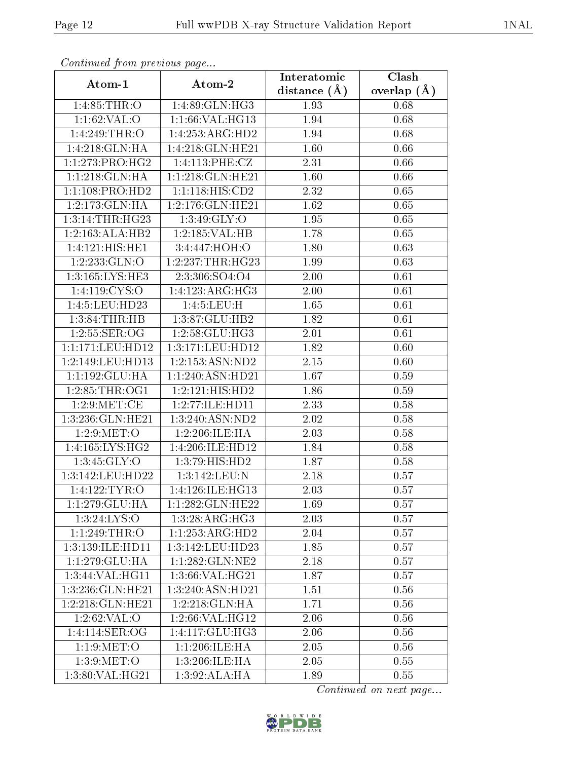*Continued from previous page...*

| Atom-1 | Atom-2 | Interatomic distance (Å) | Clash overlap (Å) |
|---|---|---|---|
| 1:4:85:THR:O | 1:4:89:GLN:HG3 | 1.93 | 0.68 |
| 1:1:62:VAL:O | 1:1:66:VAL:HG13 | 1.94 | 0.68 |
| 1:4:249:THR:O | 1:4:253:ARG:HD2 | 1.94 | 0.68 |
| 1:4:218:GLN:HA | 1:4:218:GLN:HE21 | 1.60 | 0.66 |
| 1:1:273:PRO:HG2 | 1:4:113:PHE:CZ | 2.31 | 0.66 |
| 1:1:218:GLN:HA | 1:1:218:GLN:HE21 | 1.60 | 0.66 |
| 1:1:108:PRO:HD2 | 1:1:118:HIS:CD2 | 2.32 | 0.65 |
| 1:2:173:GLN:HA | 1:2:176:GLN:HE21 | 1.62 | 0.65 |
| 1:3:14:THR:HG23 | 1:3:49:GLY:O | 1.95 | 0.65 |
| 1:2:163:ALA:HB2 | 1:2:185:VAL:HB | 1.78 | 0.65 |
| 1:4:121:HIS:HE1 | 3:4:447:HOH:O | 1.80 | 0.63 |
| 1:2:233:GLN:O | 1:2:237:THR:HG23 | 1.99 | 0.63 |
| 1:3:165:LYS:HE3 | 2:3:306:SO4:O4 | 2.00 | 0.61 |
| 1:4:119:CYS:O | 1:4:123:ARG:HG3 | 2.00 | 0.61 |
| 1:4:5:LEU:HD23 | 1:4:5:LEU:H | 1.65 | 0.61 |
| 1:3:84:THR:HB | 1:3:87:GLU:HB2 | 1.82 | 0.61 |
| 1:2:55:SER:OG | 1:2:58:GLU:HG3 | 2.01 | 0.61 |
| 1:1:171:LEU:HD12 | 1:3:171:LEU:HD12 | 1.82 | 0.60 |
| 1:2:149:LEU:HD13 | 1:2:153:ASN:ND2 | 2.15 | 0.60 |
| 1:1:192:GLU:HA | 1:1:240:ASN:HD21 | 1.67 | 0.59 |
| 1:2:85:THR:OG1 | 1:2:121:HIS:HD2 | 1.86 | 0.59 |
| 1:2:9:MET:CE | 1:2:77:ILE:HD11 | 2.33 | 0.58 |
| 1:3:236:GLN:HE21 | 1:3:240:ASN:ND2 | 2.02 | 0.58 |
| 1:2:9:MET:O | 1:2:206:ILE:HA | 2.03 | 0.58 |
| 1:4:165:LYS:HG2 | 1:4:206:ILE:HD12 | 1.84 | 0.58 |
| 1:3:45:GLY:O | 1:3:79:HIS:HD2 | 1.87 | 0.58 |
| 1:3:142:LEU:HD22 | 1:3:142:LEU:N | 2.18 | 0.57 |
| 1:4:122:TYR:O | 1:4:126:ILE:HG13 | 2.03 | 0.57 |
| 1:1:279:GLU:HA | 1:1:282:GLN:HE22 | 1.69 | 0.57 |
| 1:3:24:LYS:O | 1:3:28:ARG:HG3 | 2.03 | 0.57 |
| 1:1:249:THR:O | 1:1:253:ARG:HD2 | 2.04 | 0.57 |
| 1:3:139:ILE:HD11 | 1:3:142:LEU:HD23 | 1.85 | 0.57 |
| 1:1:279:GLU:HA | 1:1:282:GLN:NE2 | 2.18 | 0.57 |
| 1:3:44:VAL:HG11 | 1:3:66:VAL:HG21 | 1.87 | 0.57 |
| 1:3:236:GLN:HE21 | 1:3:240:ASN:HD21 | 1.51 | 0.56 |
| 1:2:218:GLN:HE21 | 1:2:218:GLN:HA | 1.71 | 0.56 |
| 1:2:62:VAL:O | 1:2:66:VAL:HG12 | 2.06 | 0.56 |
| 1:4:114:SER:OG | 1:4:117:GLU:HG3 | 2.06 | 0.56 |
| 1:1:9:MET:O | 1:1:206:ILE:HA | 2.05 | 0.56 |
| 1:3:9:MET:O | 1:3:206:ILE:HA | 2.05 | 0.55 |
| 1:3:80:VAL:HG21 | 1:3:92:ALA:HA | 1.89 | 0.55 |

*Continued on next page...*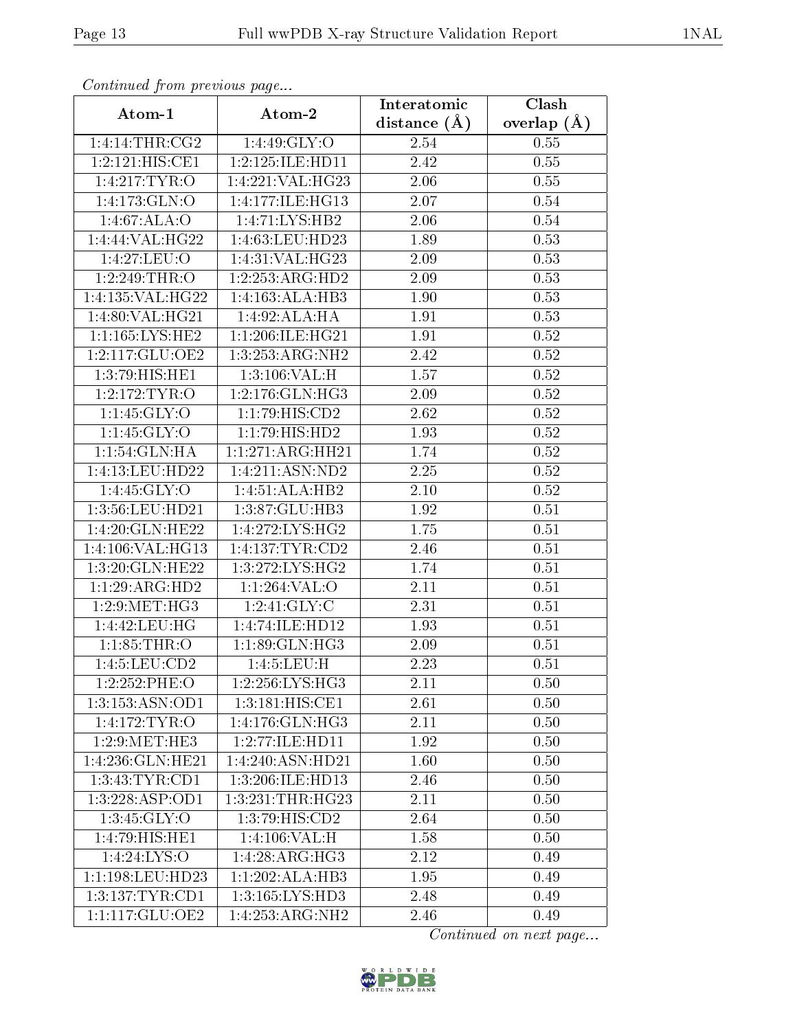*Continued from previous page...*

| Atom-1 | Atom-2 | Interatomic distance (Å) | Clash overlap (Å) |
|---|---|---|---|
| 1:4:14:THR:CG2 | 1:4:49:GLY:O | 2.54 | 0.55 |
| 1:2:121:HIS:CE1 | 1:2:125:ILE:HD11 | 2.42 | 0.55 |
| 1:4:217:TYR:O | 1:4:221:VAL:HG23 | 2.06 | 0.55 |
| 1:4:173:GLN:O | 1:4:177:ILE:HG13 | 2.07 | 0.54 |
| 1:4:67:ALA:O | 1:4:71:LYS:HB2 | 2.06 | 0.54 |
| 1:4:44:VAL:HG22 | 1:4:63:LEU:HD23 | 1.89 | 0.53 |
| 1:4:27:LEU:O | 1:4:31:VAL:HG23 | 2.09 | 0.53 |
| 1:2:249:THR:O | 1:2:253:ARG:HD2 | 2.09 | 0.53 |
| 1:4:135:VAL:HG22 | 1:4:163:ALA:HB3 | 1.90 | 0.53 |
| 1:4:80:VAL:HG21 | 1:4:92:ALA:HA | 1.91 | 0.53 |
| 1:1:165:LYS:HE2 | 1:1:206:ILE:HG21 | 1.91 | 0.52 |
| 1:2:117:GLU:OE2 | 1:3:253:ARG:NH2 | 2.42 | 0.52 |
| 1:3:79:HIS:HE1 | 1:3:106:VAL:H | 1.57 | 0.52 |
| 1:2:172:TYR:O | 1:2:176:GLN:HG3 | 2.09 | 0.52 |
| 1:1:45:GLY:O | 1:1:79:HIS:CD2 | 2.62 | 0.52 |
| 1:1:45:GLY:O | 1:1:79:HIS:HD2 | 1.93 | 0.52 |
| 1:1:54:GLN:HA | 1:1:271:ARG:HH21 | 1.74 | 0.52 |
| 1:4:13:LEU:HD22 | 1:4:211:ASN:ND2 | 2.25 | 0.52 |
| 1:4:45:GLY:O | 1:4:51:ALA:HB2 | 2.10 | 0.52 |
| 1:3:56:LEU:HD21 | 1:3:87:GLU:HB3 | 1.92 | 0.51 |
| 1:4:20:GLN:HE22 | 1:4:272:LYS:HG2 | 1.75 | 0.51 |
| 1:4:106:VAL:HG13 | 1:4:137:TYR:CD2 | 2.46 | 0.51 |
| 1:3:20:GLN:HE22 | 1:3:272:LYS:HG2 | 1.74 | 0.51 |
| 1:1:29:ARG:HD2 | 1:1:264:VAL:O | 2.11 | 0.51 |
| 1:2:9:MET:HG3 | 1:2:41:GLY:C | 2.31 | 0.51 |
| 1:4:42:LEU:HG | 1:4:74:ILE:HD12 | 1.93 | 0.51 |
| 1:1:85:THR:O | 1:1:89:GLN:HG3 | 2.09 | 0.51 |
| 1:4:5:LEU:CD2 | 1:4:5:LEU:H | 2.23 | 0.51 |
| 1:2:252:PHE:O | 1:2:256:LYS:HG3 | 2.11 | 0.50 |
| 1:3:153:ASN:OD1 | 1:3:181:HIS:CE1 | 2.61 | 0.50 |
| 1:4:172:TYR:O | 1:4:176:GLN:HG3 | 2.11 | 0.50 |
| 1:2:9:MET:HE3 | 1:2:77:ILE:HD11 | 1.92 | 0.50 |
| 1:4:236:GLN:HE21 | 1:4:240:ASN:HD21 | 1.60 | 0.50 |
| 1:3:43:TYR:CD1 | 1:3:206:ILE:HD13 | 2.46 | 0.50 |
| 1:3:228:ASP:OD1 | 1:3:231:THR:HG23 | 2.11 | 0.50 |
| 1:3:45:GLY:O | 1:3:79:HIS:CD2 | 2.64 | 0.50 |
| 1:4:79:HIS:HE1 | 1:4:106:VAL:H | 1.58 | 0.50 |
| 1:4:24:LYS:O | 1:4:28:ARG:HG3 | 2.12 | 0.49 |
| 1:1:198:LEU:HD23 | 1:1:202:ALA:HB3 | 1.95 | 0.49 |
| 1:3:137:TYR:CD1 | 1:3:165:LYS:HD3 | 2.48 | 0.49 |
| 1:1:117:GLU:OE2 | 1:4:253:ARG:NH2 | 2.46 | 0.49 |

*Continued on next page...*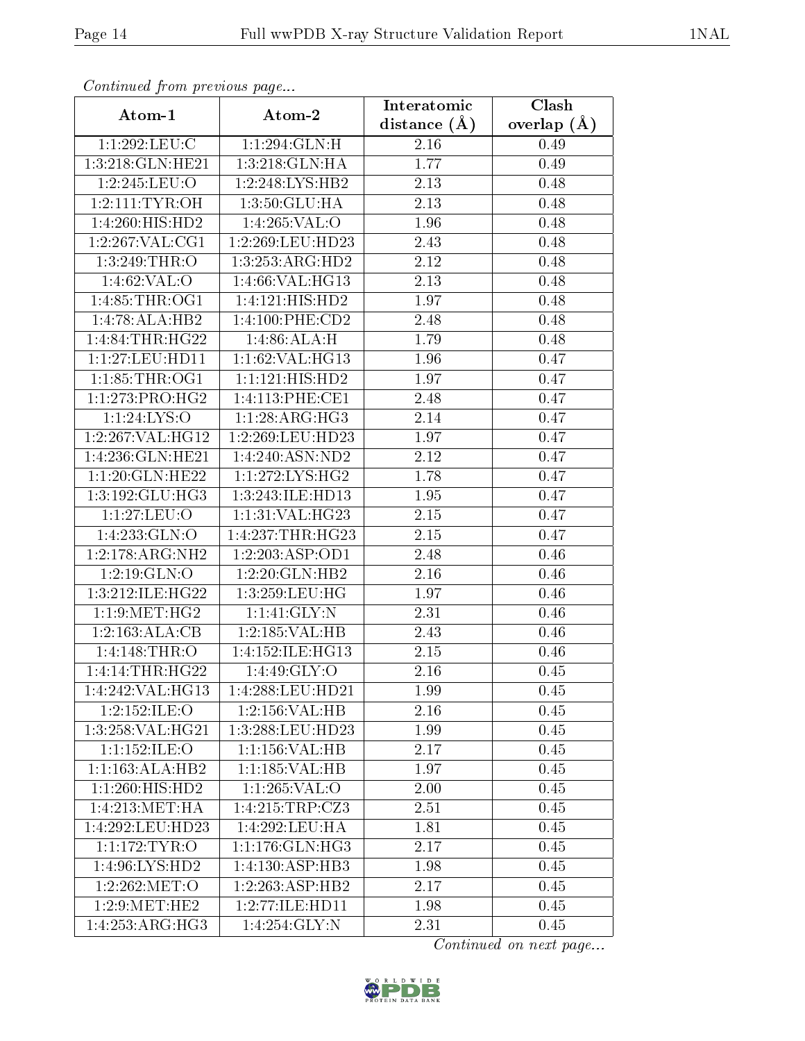*Continued from previous page...*

| Atom-1 | Atom-2 | Interatomic distance (Å) | Clash overlap (Å) |
|---|---|---|---|
| 1:1:292:LEU:C | 1:1:294:GLN:H | 2.16 | 0.49 |
| 1:3:218:GLN:HE21 | 1:3:218:GLN:HA | 1.77 | 0.49 |
| 1:2:245:LEU:O | 1:2:248:LYS:HB2 | 2.13 | 0.48 |
| 1:2:111:TYR:OH | 1:3:50:GLU:HA | 2.13 | 0.48 |
| 1:4:260:HIS:HD2 | 1:4:265:VAL:O | 1.96 | 0.48 |
| 1:2:267:VAL:CG1 | 1:2:269:LEU:HD23 | 2.43 | 0.48 |
| 1:3:249:THR:O | 1:3:253:ARG:HD2 | 2.12 | 0.48 |
| 1:4:62:VAL:O | 1:4:66:VAL:HG13 | 2.13 | 0.48 |
| 1:4:85:THR:OG1 | 1:4:121:HIS:HD2 | 1.97 | 0.48 |
| 1:4:78:ALA:HB2 | 1:4:100:PHE:CD2 | 2.48 | 0.48 |
| 1:4:84:THR:HG22 | 1:4:86:ALA:H | 1.79 | 0.48 |
| 1:1:27:LEU:HD11 | 1:1:62:VAL:HG13 | 1.96 | 0.47 |
| 1:1:85:THR:OG1 | 1:1:121:HIS:HD2 | 1.97 | 0.47 |
| 1:1:273:PRO:HG2 | 1:4:113:PHE:CE1 | 2.48 | 0.47 |
| 1:1:24:LYS:O | 1:1:28:ARG:HG3 | 2.14 | 0.47 |
| 1:2:267:VAL:HG12 | 1:2:269:LEU:HD23 | 1.97 | 0.47 |
| 1:4:236:GLN:HE21 | 1:4:240:ASN:ND2 | 2.12 | 0.47 |
| 1:1:20:GLN:HE22 | 1:1:272:LYS:HG2 | 1.78 | 0.47 |
| 1:3:192:GLU:HG3 | 1:3:243:ILE:HD13 | 1.95 | 0.47 |
| 1:1:27:LEU:O | 1:1:31:VAL:HG23 | 2.15 | 0.47 |
| 1:4:233:GLN:O | 1:4:237:THR:HG23 | 2.15 | 0.47 |
| 1:2:178:ARG:NH2 | 1:2:203:ASP:OD1 | 2.48 | 0.46 |
| 1:2:19:GLN:O | 1:2:20:GLN:HB2 | 2.16 | 0.46 |
| 1:3:212:ILE:HG22 | 1:3:259:LEU:HG | 1.97 | 0.46 |
| 1:1:9:MET:HG2 | 1:1:41:GLY:N | 2.31 | 0.46 |
| 1:2:163:ALA:CB | 1:2:185:VAL:HB | 2.43 | 0.46 |
| 1:4:148:THR:O | 1:4:152:ILE:HG13 | 2.15 | 0.46 |
| 1:4:14:THR:HG22 | 1:4:49:GLY:O | 2.16 | 0.45 |
| 1:4:242:VAL:HG13 | 1:4:288:LEU:HD21 | 1.99 | 0.45 |
| 1:2:152:ILE:O | 1:2:156:VAL:HB | 2.16 | 0.45 |
| 1:3:258:VAL:HG21 | 1:3:288:LEU:HD23 | 1.99 | 0.45 |
| 1:1:152:ILE:O | 1:1:156:VAL:HB | 2.17 | 0.45 |
| 1:1:163:ALA:HB2 | 1:1:185:VAL:HB | 1.97 | 0.45 |
| 1:1:260:HIS:HD2 | 1:1:265:VAL:O | 2.00 | 0.45 |
| 1:4:213:MET:HA | 1:4:215:TRP:CZ3 | 2.51 | 0.45 |
| 1:4:292:LEU:HD23 | 1:4:292:LEU:HA | 1.81 | 0.45 |
| 1:1:172:TYR:O | 1:1:176:GLN:HG3 | 2.17 | 0.45 |
| 1:4:96:LYS:HD2 | 1:4:130:ASP:HB3 | 1.98 | 0.45 |
| 1:2:262:MET:O | 1:2:263:ASP:HB2 | 2.17 | 0.45 |
| 1:2:9:MET:HE2 | 1:2:77:ILE:HD11 | 1.98 | 0.45 |
| 1:4:253:ARG:HG3 | 1:4:254:GLY:N | 2.31 | 0.45 |

*Continued on next page...*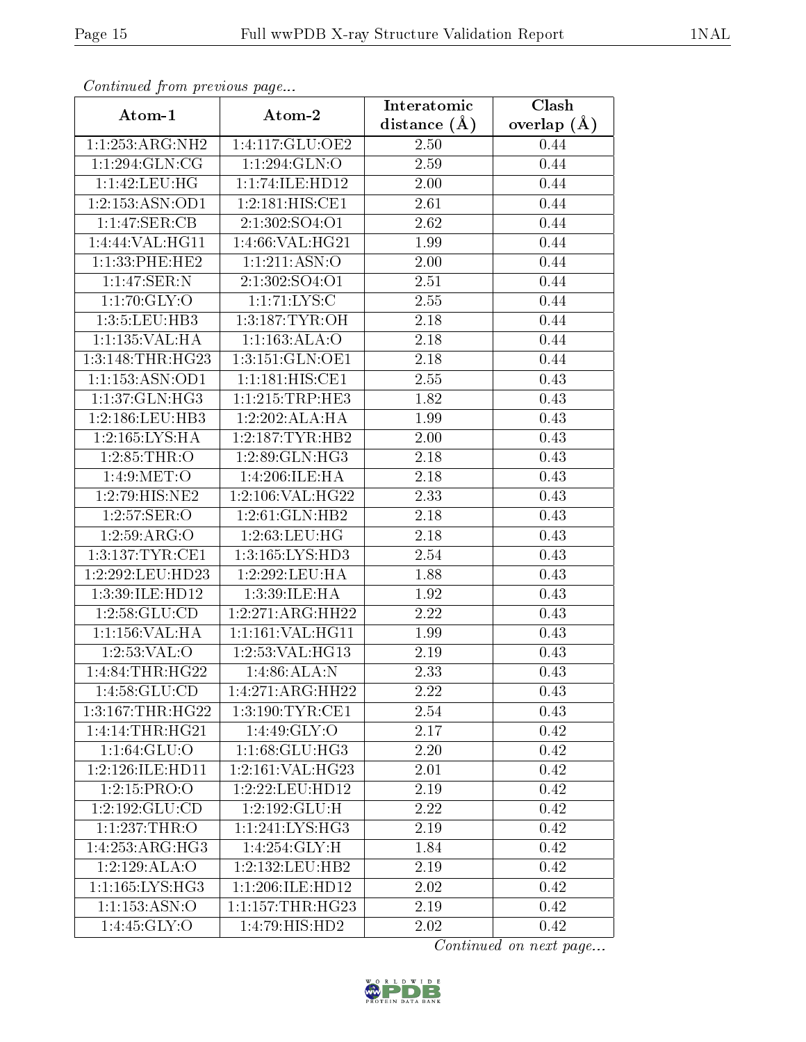*Continued from previous page...*

| Atom-1 | Atom-2 | Interatomic distance (Å) | Clash overlap (Å) |
|---|---|---|---|
| 1:1:253:ARG:NH2 | 1:4:117:GLU:OE2 | 2.50 | 0.44 |
| 1:1:294:GLN:CG | 1:1:294:GLN:O | 2.59 | 0.44 |
| 1:1:42:LEU:HG | 1:1:74:ILE:HD12 | 2.00 | 0.44 |
| 1:2:153:ASN:OD1 | 1:2:181:HIS:CE1 | 2.61 | 0.44 |
| 1:1:47:SER:CB | 2:1:302:SO4:O1 | 2.62 | 0.44 |
| 1:4:44:VAL:HG11 | 1:4:66:VAL:HG21 | 1.99 | 0.44 |
| 1:1:33:PHE:HE2 | 1:1:211:ASN:O | 2.00 | 0.44 |
| 1:1:47:SER:N | 2:1:302:SO4:O1 | 2.51 | 0.44 |
| 1:1:70:GLY:O | 1:1:71:LYS:C | 2.55 | 0.44 |
| 1:3:5:LEU:HB3 | 1:3:187:TYR:OH | 2.18 | 0.44 |
| 1:1:135:VAL:HA | 1:1:163:ALA:O | 2.18 | 0.44 |
| 1:3:148:THR:HG23 | 1:3:151:GLN:OE1 | 2.18 | 0.44 |
| 1:1:153:ASN:OD1 | 1:1:181:HIS:CE1 | 2.55 | 0.43 |
| 1:1:37:GLN:HG3 | 1:1:215:TRP:HE3 | 1.82 | 0.43 |
| 1:2:186:LEU:HB3 | 1:2:202:ALA:HA | 1.99 | 0.43 |
| 1:2:165:LYS:HA | 1:2:187:TYR:HB2 | 2.00 | 0.43 |
| 1:2:85:THR:O | 1:2:89:GLN:HG3 | 2.18 | 0.43 |
| 1:4:9:MET:O | 1:4:206:ILE:HA | 2.18 | 0.43 |
| 1:2:79:HIS:NE2 | 1:2:106:VAL:HG22 | 2.33 | 0.43 |
| 1:2:57:SER:O | 1:2:61:GLN:HB2 | 2.18 | 0.43 |
| 1:2:59:ARG:O | 1:2:63:LEU:HG | 2.18 | 0.43 |
| 1:3:137:TYR:CE1 | 1:3:165:LYS:HD3 | 2.54 | 0.43 |
| 1:2:292:LEU:HD23 | 1:2:292:LEU:HA | 1.88 | 0.43 |
| 1:3:39:ILE:HD12 | 1:3:39:ILE:HA | 1.92 | 0.43 |
| 1:2:58:GLU:CD | 1:2:271:ARG:HH22 | 2.22 | 0.43 |
| 1:1:156:VAL:HA | 1:1:161:VAL:HG11 | 1.99 | 0.43 |
| 1:2:53:VAL:O | 1:2:53:VAL:HG13 | 2.19 | 0.43 |
| 1:4:84:THR:HG22 | 1:4:86:ALA:N | 2.33 | 0.43 |
| 1:4:58:GLU:CD | 1:4:271:ARG:HH22 | 2.22 | 0.43 |
| 1:3:167:THR:HG22 | 1:3:190:TYR:CE1 | 2.54 | 0.43 |
| 1:4:14:THR:HG21 | 1:4:49:GLY:O | 2.17 | 0.42 |
| 1:1:64:GLU:O | 1:1:68:GLU:HG3 | 2.20 | 0.42 |
| 1:2:126:ILE:HD11 | 1:2:161:VAL:HG23 | 2.01 | 0.42 |
| 1:2:15:PRO:O | 1:2:22:LEU:HD12 | 2.19 | 0.42 |
| 1:2:192:GLU:CD | 1:2:192:GLU:H | 2.22 | 0.42 |
| 1:1:237:THR:O | 1:1:241:LYS:HG3 | 2.19 | 0.42 |
| 1:4:253:ARG:HG3 | 1:4:254:GLY:H | 1.84 | 0.42 |
| 1:2:129:ALA:O | 1:2:132:LEU:HB2 | 2.19 | 0.42 |
| 1:1:165:LYS:HG3 | 1:1:206:ILE:HD12 | 2.02 | 0.42 |
| 1:1:153:ASN:O | 1:1:157:THR:HG23 | 2.19 | 0.42 |
| 1:4:45:GLY:O | 1:4:79:HIS:HD2 | 2.02 | 0.42 |

*Continued on next page...*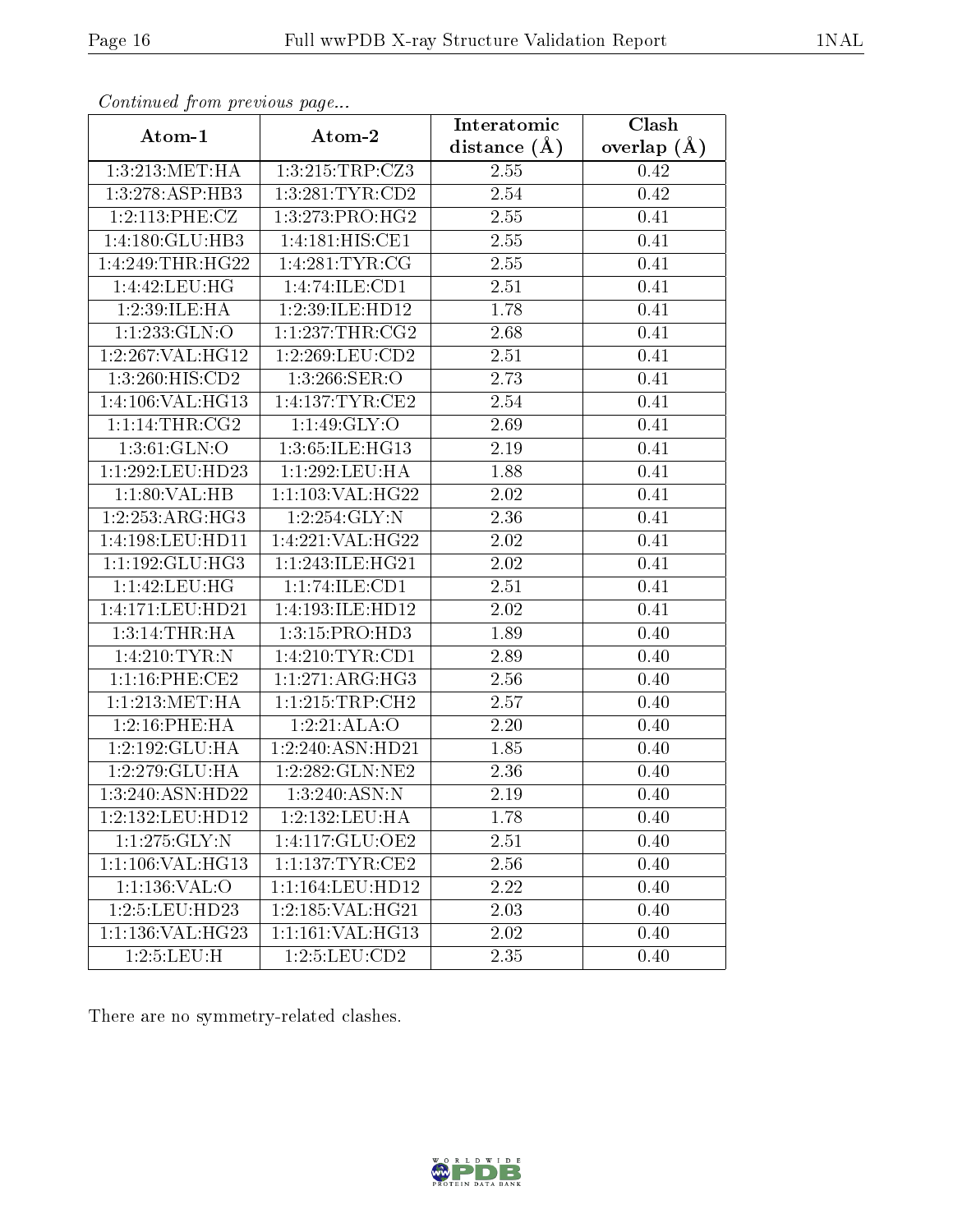*Continued from previous page...*

| Atom-1 | Atom-2 | Interatomic distance (Å) | Clash overlap (Å) |
| --- | --- | --- | --- |
| 1:3:213:MET:HA | 1:3:215:TRP:CZ3 | 2.55 | 0.42 |
| 1:3:278:ASP:HB3 | 1:3:281:TYR:CD2 | 2.54 | 0.42 |
| 1:2:113:PHE:CZ | 1:3:273:PRO:HG2 | 2.55 | 0.41 |
| 1:4:180:GLU:HB3 | 1:4:181:HIS:CE1 | 2.55 | 0.41 |
| 1:4:249:THR:HG22 | 1:4:281:TYR:CG | 2.55 | 0.41 |
| 1:4:42:LEU:HG | 1:4:74:ILE:CD1 | 2.51 | 0.41 |
| 1:2:39:ILE:HA | 1:2:39:ILE:HD12 | 1.78 | 0.41 |
| 1:1:233:GLN:O | 1:1:237:THR:CG2 | 2.68 | 0.41 |
| 1:2:267:VAL:HG12 | 1:2:269:LEU:CD2 | 2.51 | 0.41 |
| 1:3:260:HIS:CD2 | 1:3:266:SER:O | 2.73 | 0.41 |
| 1:4:106:VAL:HG13 | 1:4:137:TYR:CE2 | 2.54 | 0.41 |
| 1:1:14:THR:CG2 | 1:1:49:GLY:O | 2.69 | 0.41 |
| 1:3:61:GLN:O | 1:3:65:ILE:HG13 | 2.19 | 0.41 |
| 1:1:292:LEU:HD23 | 1:1:292:LEU:HA | 1.88 | 0.41 |
| 1:1:80:VAL:HB | 1:1:103:VAL:HG22 | 2.02 | 0.41 |
| 1:2:253:ARG:HG3 | 1:2:254:GLY:N | 2.36 | 0.41 |
| 1:4:198:LEU:HD11 | 1:4:221:VAL:HG22 | 2.02 | 0.41 |
| 1:1:192:GLU:HG3 | 1:1:243:ILE:HG21 | 2.02 | 0.41 |
| 1:1:42:LEU:HG | 1:1:74:ILE:CD1 | 2.51 | 0.41 |
| 1:4:171:LEU:HD21 | 1:4:193:ILE:HD12 | 2.02 | 0.41 |
| 1:3:14:THR:HA | 1:3:15:PRO:HD3 | 1.89 | 0.40 |
| 1:4:210:TYR:N | 1:4:210:TYR:CD1 | 2.89 | 0.40 |
| 1:1:16:PHE:CE2 | 1:1:271:ARG:HG3 | 2.56 | 0.40 |
| 1:1:213:MET:HA | 1:1:215:TRP:CH2 | 2.57 | 0.40 |
| 1:2:16:PHE:HA | 1:2:21:ALA:O | 2.20 | 0.40 |
| 1:2:192:GLU:HA | 1:2:240:ASN:HD21 | 1.85 | 0.40 |
| 1:2:279:GLU:HA | 1:2:282:GLN:NE2 | 2.36 | 0.40 |
| 1:3:240:ASN:HD22 | 1:3:240:ASN:N | 2.19 | 0.40 |
| 1:2:132:LEU:HD12 | 1:2:132:LEU:HA | 1.78 | 0.40 |
| 1:1:275:GLY:N | 1:4:117:GLU:OE2 | 2.51 | 0.40 |
| 1:1:106:VAL:HG13 | 1:1:137:TYR:CE2 | 2.56 | 0.40 |
| 1:1:136:VAL:O | 1:1:164:LEU:HD12 | 2.22 | 0.40 |
| 1:2:5:LEU:HD23 | 1:2:185:VAL:HG21 | 2.03 | 0.40 |
| 1:1:136:VAL:HG23 | 1:1:161:VAL:HG13 | 2.02 | 0.40 |
| 1:2:5:LEU:H | 1:2:5:LEU:CD2 | 2.35 | 0.40 |

There are no symmetry-related clashes.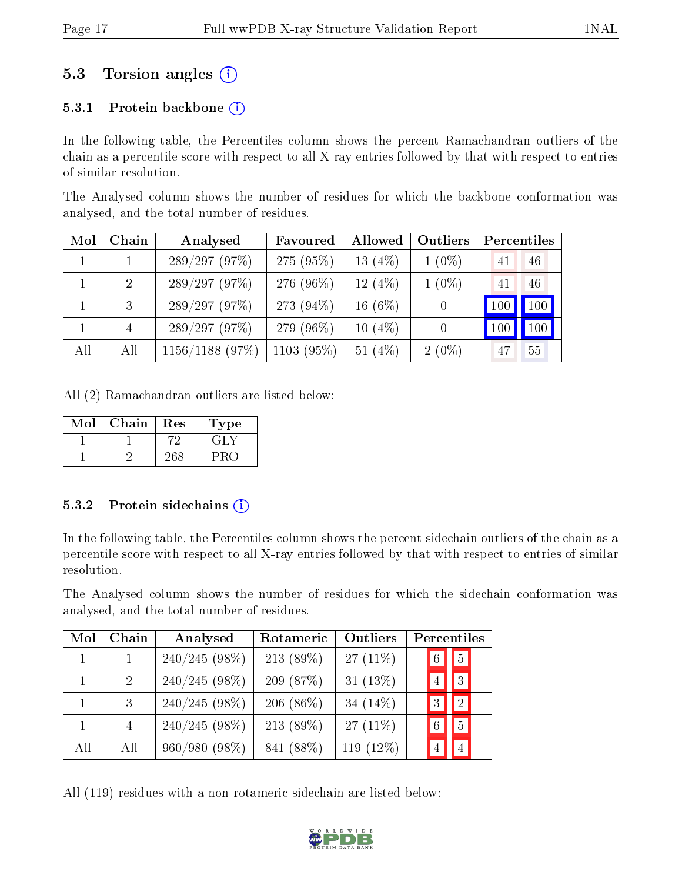## 5.3 Torsion angles

### 5.3.1 Protein backbone

In the following table, the Percentiles column shows the percent Ramachandran outliers of the chain as a percentile score with respect to all X-ray entries followed by that with respect to entries of similar resolution.

The Analysed column shows the number of residues for which the backbone conformation was analysed, and the total number of residues.

| Mol | Chain | Analysed | Favoured | Allowed | Outliers | Percentiles | |
|---|---|---|---|---|---|---|---|
| 1 | 1 | 289/297 (97%) | 275 (95%) | 13 (4%) | 1 (0%) | 41 | 46 |
| 1 | 2 | 289/297 (97%) | 276 (96%) | 12 (4%) | 1 (0%) | 41 | 46 |
| 1 | 3 | 289/297 (97%) | 273 (94%) | 16 (6%) | 0 | 100 | 100 |
| 1 | 4 | 289/297 (97%) | 279 (96%) | 10 (4%) | 0 | 100 | 100 |
| All | All | 1156/1188 (97%) | 1103 (95%) | 51 (4%) | 2 (0%) | 47 | 55 |

All (2) Ramachandran outliers are listed below:

| Mol | Chain | Res | Type |
|---|---|---|---|
| 1 | 1 | 72 | GLY |
| 1 | 2 | 268 | PRO |

### 5.3.2 Protein sidechains

In the following table, the Percentiles column shows the percent sidechain outliers of the chain as a percentile score with respect to all X-ray entries followed by that with respect to entries of similar resolution.

The Analysed column shows the number of residues for which the sidechain conformation was analysed, and the total number of residues.

| Mol | Chain | Analysed | Rotameric | Outliers | Percentiles | |
|---|---|---|---|---|---|---|
| 1 | 1 | 240/245 (98%) | 213 (89%) | 27 (11%) | 6 | 5 |
| 1 | 2 | 240/245 (98%) | 209 (87%) | 31 (13%) | 4 | 3 |
| 1 | 3 | 240/245 (98%) | 206 (86%) | 34 (14%) | 3 | 2 |
| 1 | 4 | 240/245 (98%) | 213 (89%) | 27 (11%) | 6 | 5 |
| All | All | 960/980 (98%) | 841 (88%) | 119 (12%) | 4 | 4 |

All (119) residues with a non-rotameric sidechain are listed below: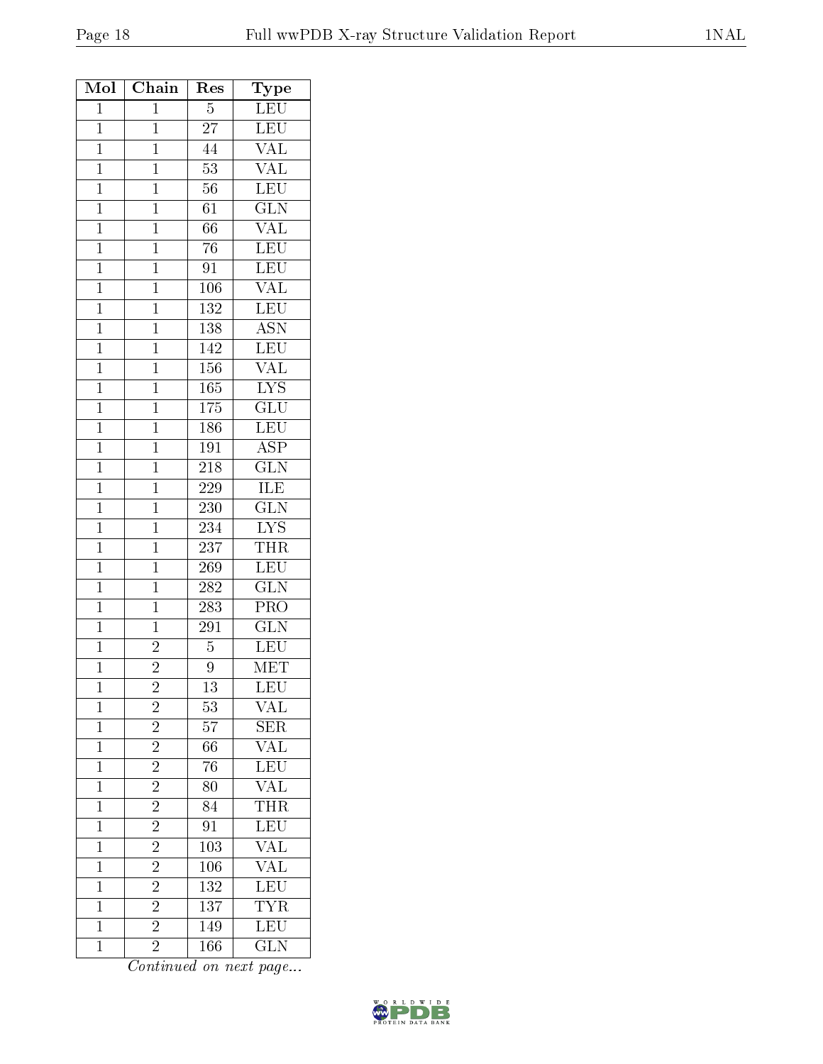| Mol | Chain | Res | Type |
|---|---|---|---|
| 1 | 1 | 5 | LEU |
| 1 | 1 | 27 | LEU |
| 1 | 1 | 44 | VAL |
| 1 | 1 | 53 | VAL |
| 1 | 1 | 56 | LEU |
| 1 | 1 | 61 | GLN |
| 1 | 1 | 66 | VAL |
| 1 | 1 | 76 | LEU |
| 1 | 1 | 91 | LEU |
| 1 | 1 | 106 | VAL |
| 1 | 1 | 132 | LEU |
| 1 | 1 | 138 | ASN |
| 1 | 1 | 142 | LEU |
| 1 | 1 | 156 | VAL |
| 1 | 1 | 165 | LYS |
| 1 | 1 | 175 | GLU |
| 1 | 1 | 186 | LEU |
| 1 | 1 | 191 | ASP |
| 1 | 1 | 218 | GLN |
| 1 | 1 | 229 | ILE |
| 1 | 1 | 230 | GLN |
| 1 | 1 | 234 | LYS |
| 1 | 1 | 237 | THR |
| 1 | 1 | 269 | LEU |
| 1 | 1 | 282 | GLN |
| 1 | 1 | 283 | PRO |
| 1 | 1 | 291 | GLN |
| 1 | 2 | 5 | LEU |
| 1 | 2 | 9 | MET |
| 1 | 2 | 13 | LEU |
| 1 | 2 | 53 | VAL |
| 1 | 2 | 57 | SER |
| 1 | 2 | 66 | VAL |
| 1 | 2 | 76 | LEU |
| 1 | 2 | 80 | VAL |
| 1 | 2 | 84 | THR |
| 1 | 2 | 91 | LEU |
| 1 | 2 | 103 | VAL |
| 1 | 2 | 106 | VAL |
| 1 | 2 | 132 | LEU |
| 1 | 2 | 137 | TYR |
| 1 | 2 | 149 | LEU |
| 1 | 2 | 166 | GLN |

*Continued on next page...*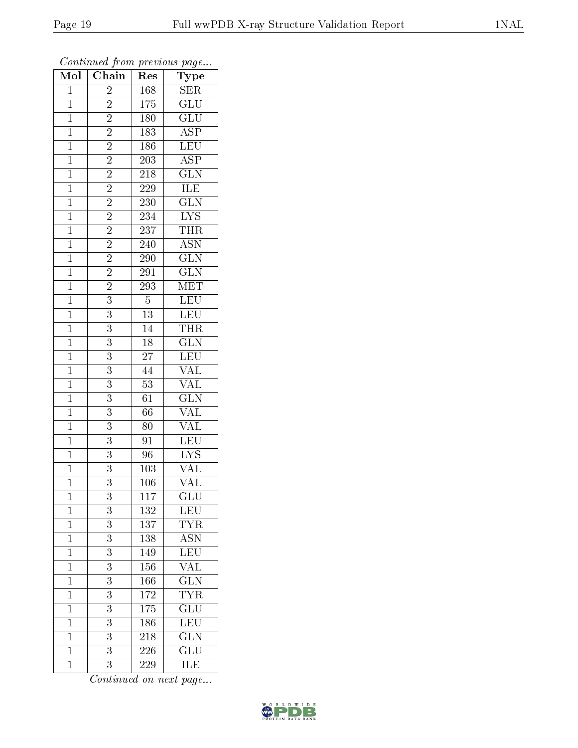*Continued from previous page...*

| Mol | Chain | Res | Type |
|---|---|---|---|
| 1 | 2 | 168 | SER |
| 1 | 2 | 175 | GLU |
| 1 | 2 | 180 | GLU |
| 1 | 2 | 183 | ASP |
| 1 | 2 | 186 | LEU |
| 1 | 2 | 203 | ASP |
| 1 | 2 | 218 | GLN |
| 1 | 2 | 229 | ILE |
| 1 | 2 | 230 | GLN |
| 1 | 2 | 234 | LYS |
| 1 | 2 | 237 | THR |
| 1 | 2 | 240 | ASN |
| 1 | 2 | 290 | GLN |
| 1 | 2 | 291 | GLN |
| 1 | 2 | 293 | MET |
| 1 | 3 | 5 | LEU |
| 1 | 3 | 13 | LEU |
| 1 | 3 | 14 | THR |
| 1 | 3 | 18 | GLN |
| 1 | 3 | 27 | LEU |
| 1 | 3 | 44 | VAL |
| 1 | 3 | 53 | VAL |
| 1 | 3 | 61 | GLN |
| 1 | 3 | 66 | VAL |
| 1 | 3 | 80 | VAL |
| 1 | 3 | 91 | LEU |
| 1 | 3 | 96 | LYS |
| 1 | 3 | 103 | VAL |
| 1 | 3 | 106 | VAL |
| 1 | 3 | 117 | GLU |
| 1 | 3 | 132 | LEU |
| 1 | 3 | 137 | TYR |
| 1 | 3 | 138 | ASN |
| 1 | 3 | 149 | LEU |
| 1 | 3 | 156 | VAL |
| 1 | 3 | 166 | GLN |
| 1 | 3 | 172 | TYR |
| 1 | 3 | 175 | GLU |
| 1 | 3 | 186 | LEU |
| 1 | 3 | 218 | GLN |
| 1 | 3 | 226 | GLU |
| 1 | 3 | 229 | ILE |

*Continued on next page...*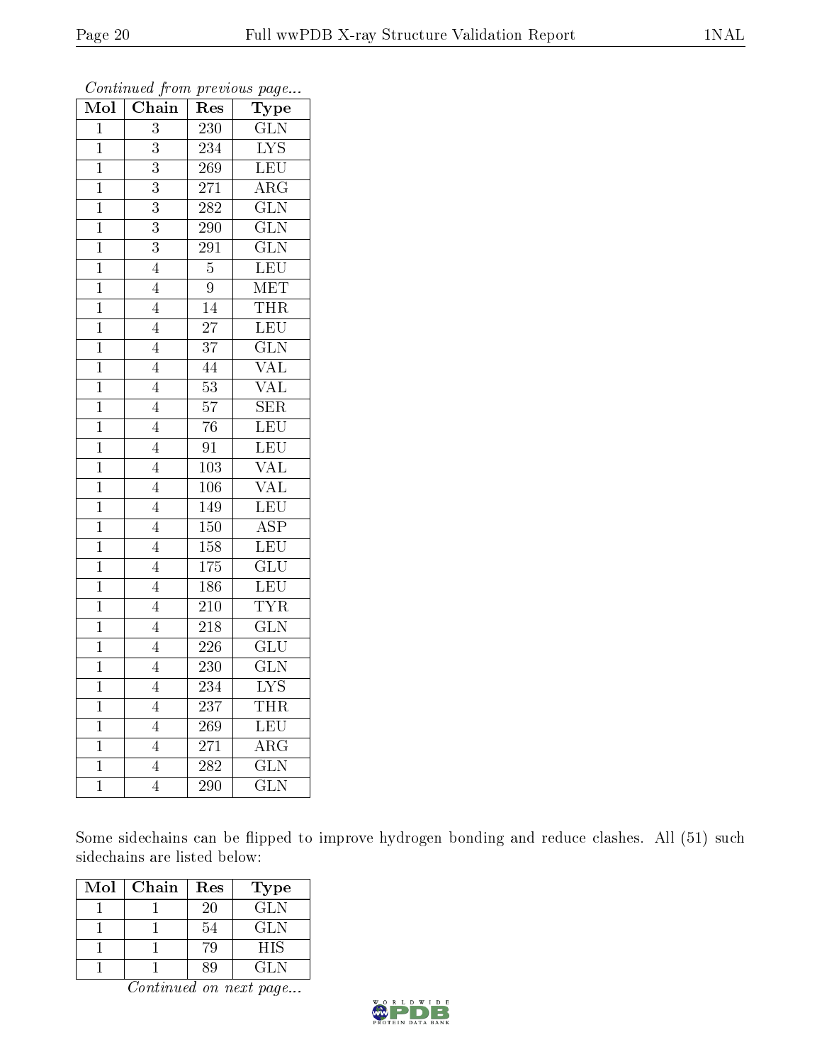*Continued from previous page...*

| Mol | Chain | Res | Type |
|---|---|---|---|
| 1 | 3 | 230 | GLN |
| 1 | 3 | 234 | LYS |
| 1 | 3 | 269 | LEU |
| 1 | 3 | 271 | ARG |
| 1 | 3 | 282 | GLN |
| 1 | 3 | 290 | GLN |
| 1 | 3 | 291 | GLN |
| 1 | 4 | 5 | LEU |
| 1 | 4 | 9 | MET |
| 1 | 4 | 14 | THR |
| 1 | 4 | 27 | LEU |
| 1 | 4 | 37 | GLN |
| 1 | 4 | 44 | VAL |
| 1 | 4 | 53 | VAL |
| 1 | 4 | 57 | SER |
| 1 | 4 | 76 | LEU |
| 1 | 4 | 91 | LEU |
| 1 | 4 | 103 | VAL |
| 1 | 4 | 106 | VAL |
| 1 | 4 | 149 | LEU |
| 1 | 4 | 150 | ASP |
| 1 | 4 | 158 | LEU |
| 1 | 4 | 175 | GLU |
| 1 | 4 | 186 | LEU |
| 1 | 4 | 210 | TYR |
| 1 | 4 | 218 | GLN |
| 1 | 4 | 226 | GLU |
| 1 | 4 | 230 | GLN |
| 1 | 4 | 234 | LYS |
| 1 | 4 | 237 | THR |
| 1 | 4 | 269 | LEU |
| 1 | 4 | 271 | ARG |
| 1 | 4 | 282 | GLN |
| 1 | 4 | 290 | GLN |

Some sidechains can be flipped to improve hydrogen bonding and reduce clashes. All (51) such sidechains are listed below:

| Mol | Chain | Res | Type |
|---|---|---|---|
| 1 | 1 | 20 | GLN |
| 1 | 1 | 54 | GLN |
| 1 | 1 | 79 | HIS |
| 1 | 1 | 89 | GLN |

*Continued on next page...*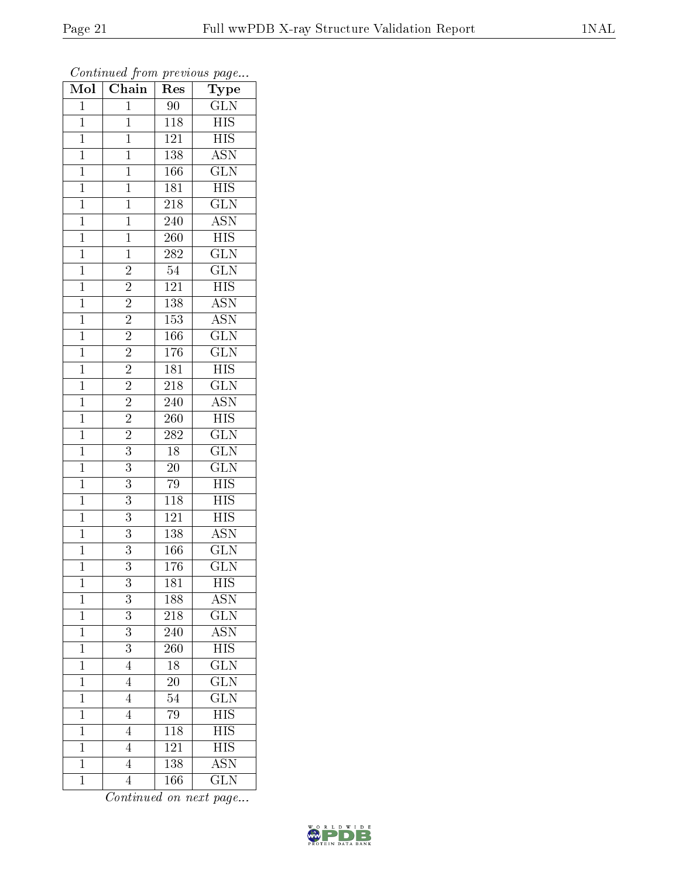*Continued from previous page...*

| Mol | Chain | Res | Type |
|---|---|---|---|
| 1 | 1 | 90 | GLN |
| 1 | 1 | 118 | HIS |
| 1 | 1 | 121 | HIS |
| 1 | 1 | 138 | ASN |
| 1 | 1 | 166 | GLN |
| 1 | 1 | 181 | HIS |
| 1 | 1 | 218 | GLN |
| 1 | 1 | 240 | ASN |
| 1 | 1 | 260 | HIS |
| 1 | 1 | 282 | GLN |
| 1 | 2 | 54 | GLN |
| 1 | 2 | 121 | HIS |
| 1 | 2 | 138 | ASN |
| 1 | 2 | 153 | ASN |
| 1 | 2 | 166 | GLN |
| 1 | 2 | 176 | GLN |
| 1 | 2 | 181 | HIS |
| 1 | 2 | 218 | GLN |
| 1 | 2 | 240 | ASN |
| 1 | 2 | 260 | HIS |
| 1 | 2 | 282 | GLN |
| 1 | 3 | 18 | GLN |
| 1 | 3 | 20 | GLN |
| 1 | 3 | 79 | HIS |
| 1 | 3 | 118 | HIS |
| 1 | 3 | 121 | HIS |
| 1 | 3 | 138 | ASN |
| 1 | 3 | 166 | GLN |
| 1 | 3 | 176 | GLN |
| 1 | 3 | 181 | HIS |
| 1 | 3 | 188 | ASN |
| 1 | 3 | 218 | GLN |
| 1 | 3 | 240 | ASN |
| 1 | 3 | 260 | HIS |
| 1 | 4 | 18 | GLN |
| 1 | 4 | 20 | GLN |
| 1 | 4 | 54 | GLN |
| 1 | 4 | 79 | HIS |
| 1 | 4 | 118 | HIS |
| 1 | 4 | 121 | HIS |
| 1 | 4 | 138 | ASN |
| 1 | 4 | 166 | GLN |

*Continued on next page...*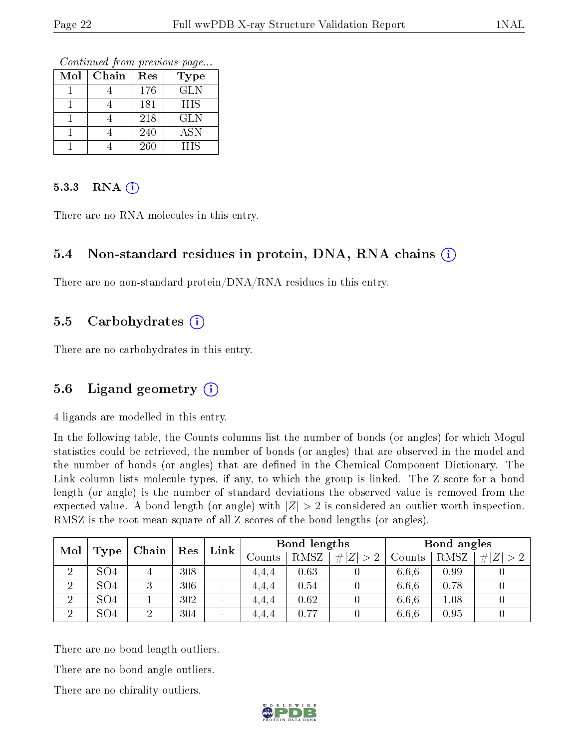*Continued from previous page...*

| Mol | Chain | Res | Type |
|---|---|---|---|
| 1 | 4 | 176 | GLN |
| 1 | 4 | 181 | HIS |
| 1 | 4 | 218 | GLN |
| 1 | 4 | 240 | ASN |
| 1 | 4 | 260 | HIS |

#### 5.3.3 RNA (i)

There are no RNA molecules in this entry.

### 5.4 Non-standard residues in protein, DNA, RNA chains (i)

There are no non-standard protein/DNA/RNA residues in this entry.

### 5.5 Carbohydrates (i)

There are no carbohydrates in this entry.

### 5.6 Ligand geometry (i)

4 ligands are modelled in this entry.

In the following table, the Counts columns list the number of bonds (or angles) for which Mogul statistics could be retrieved, the number of bonds (or angles) that are observed in the model and the number of bonds (or angles) that are defined in the Chemical Component Dictionary. The Link column lists molecule types, if any, to which the group is linked. The Z score for a bond length (or angle) is the number of standard deviations the observed value is removed from the expected value. A bond length (or angle) with $|Z| > 2$ is considered an outlier worth inspection. RMSZ is the root-mean-square of all Z scores of the bond lengths (or angles).

| Mol | Type | Chain | Res | Link | Bond lengths | | | Bond angles | | |
|---|---|---|---|---|---|---|---|---|---|---|
| | | | | | Counts | RMSZ | $\#\|Z\| > 2$ | Counts | RMSZ | $\#\|Z\| > 2$ |
| 2 | SO4 | 4 | 308 | - | 4,4,4 | 0.63 | 0 | 6,6,6 | 0.99 | 0 |
| 2 | SO4 | 3 | 306 | - | 4,4,4 | 0.54 | 0 | 6,6,6 | 0.78 | 0 |
| 2 | SO4 | 1 | 302 | - | 4,4,4 | 0.62 | 0 | 6,6,6 | 1.08 | 0 |
| 2 | SO4 | 2 | 304 | - | 4,4,4 | 0.77 | 0 | 6,6,6 | 0.95 | 0 |

There are no bond length outliers.

There are no bond angle outliers.

There are no chirality outliers.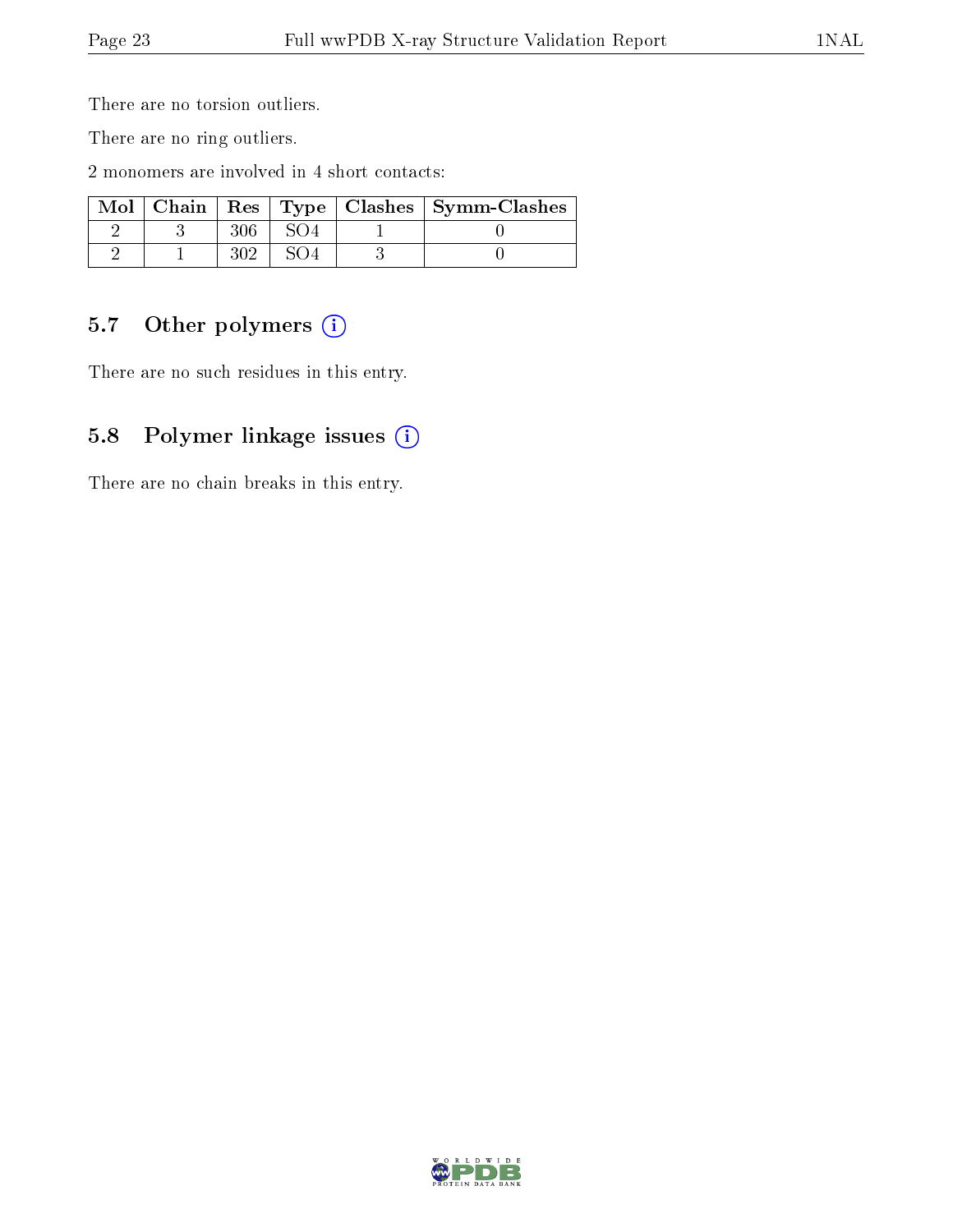There are no torsion outliers.

There are no ring outliers.

2 monomers are involved in 4 short contacts:

| Mol | Chain | Res | Type | Clashes | Symm-Clashes |
|---|---|---|---|---|---|
| 2 | 3 | 306 | SO4 | 1 | 0 |
| 2 | 1 | 302 | SO4 | 3 | 0 |

### 5.7 Other polymers (i)

There are no such residues in this entry.

### 5.8 Polymer linkage issues (i)

There are no chain breaks in this entry.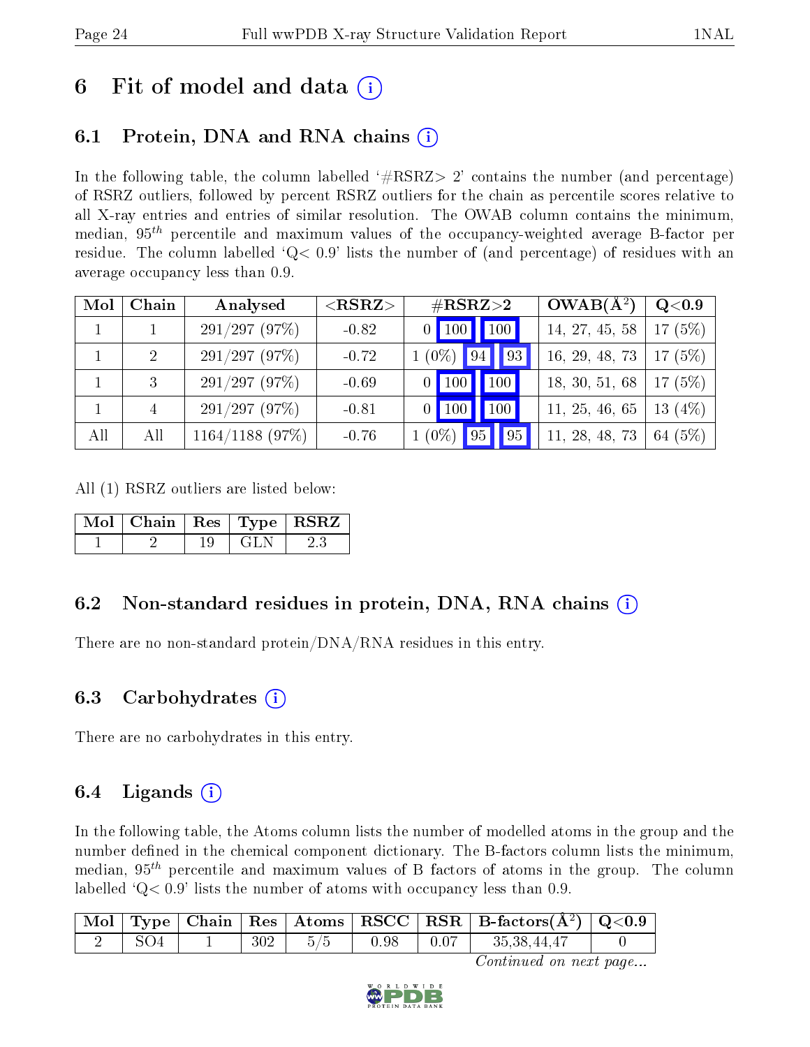# 6 Fit of model and data ⓘ

## 6.1 Protein, DNA and RNA chains ⓘ

In the following table, the column labelled '#RSRZ> 2' contains the number (and percentage) of RSRZ outliers, followed by percent RSRZ outliers for the chain as percentile scores relative to all X-ray entries and entries of similar resolution. The OWAB column contains the minimum, median, $95^{th}$ percentile and maximum values of the occupancy-weighted average B-factor per residue. The column labelled 'Q< 0.9' lists the number of (and percentage) of residues with an average occupancy less than 0.9.

| Mol | Chain | Analysed | <RSRZ> | #RSRZ>2 | | | OWAB(Å$^2$) | Q<0.9 |
|---|---|---|---|---|---|---|---|---|
| 1 | 1 | 291/297 (97%) | -0.82 | 0 | 100 | 100 | 14, 27, 45, 58 | 17 (5%) |
| 1 | 2 | 291/297 (97%) | -0.72 | 1 (0%) | 94 | 93 | 16, 29, 48, 73 | 17 (5%) |
| 1 | 3 | 291/297 (97%) | -0.69 | 0 | 100 | 100 | 18, 30, 51, 68 | 17 (5%) |
| 1 | 4 | 291/297 (97%) | -0.81 | 0 | 100 | 100 | 11, 25, 46, 65 | 13 (4%) |
| All | All | 1164/1188 (97%) | -0.76 | 1 (0%) | 95 | 95 | 11, 28, 48, 73 | 64 (5%) |

All (1) RSRZ outliers are listed below:

| Mol | Chain | Res | Type | RSRZ |
|---|---|---|---|---|
| 1 | 2 | 19 | GLN | 2.3 |

## 6.2 Non-standard residues in protein, DNA, RNA chains ⓘ

There are no non-standard protein/DNA/RNA residues in this entry.

## 6.3 Carbohydrates ⓘ

There are no carbohydrates in this entry.

## 6.4 Ligands ⓘ

In the following table, the Atoms column lists the number of modelled atoms in the group and the number defined in the chemical component dictionary. The B-factors column lists the minimum, median, $95^{th}$ percentile and maximum values of B factors of atoms in the group. The column labelled 'Q< 0.9' lists the number of atoms with occupancy less than 0.9.

| Mol | Type | Chain | Res | Atoms | RSCC | RSR | B-factors(Å$^2$) | Q<0.9 |
|---|---|---|---|---|---|---|---|---|
| 2 | SO4 | 1 | 302 | 5/5 | 0.98 | 0.07 | 35,38,44,47 | 0 |

*Continued on next page...*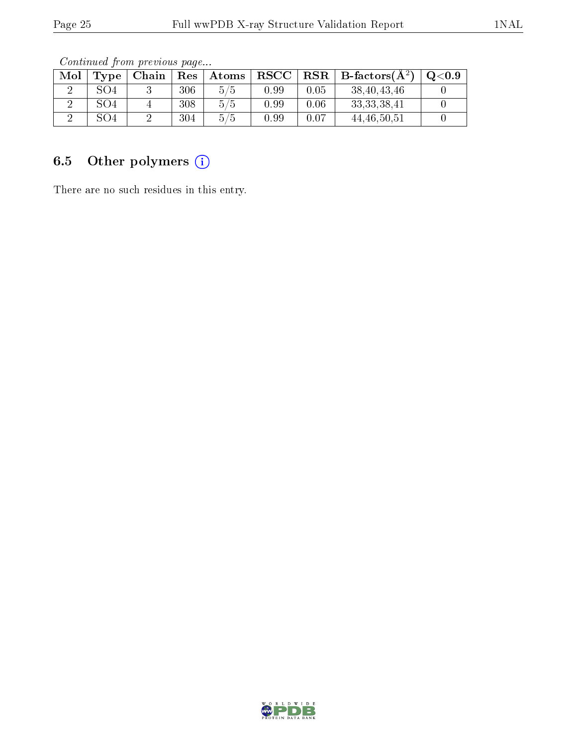*Continued from previous page...*

| Mol | Type | Chain | Res | Atoms | RSCC | RSR | B-factors(Å$^2$) | Q<0.9 |
|---|---|---|---|---|---|---|---|---|
| 2 | SO4 | 3 | 306 | 5/5 | 0.99 | 0.05 | 38,40,43,46 | 0 |
| 2 | SO4 | 4 | 308 | 5/5 | 0.99 | 0.06 | 33,33,38,41 | 0 |
| 2 | SO4 | 2 | 304 | 5/5 | 0.99 | 0.07 | 44,46,50,51 | 0 |

### 6.5 Other polymers (i)

There are no such residues in this entry.